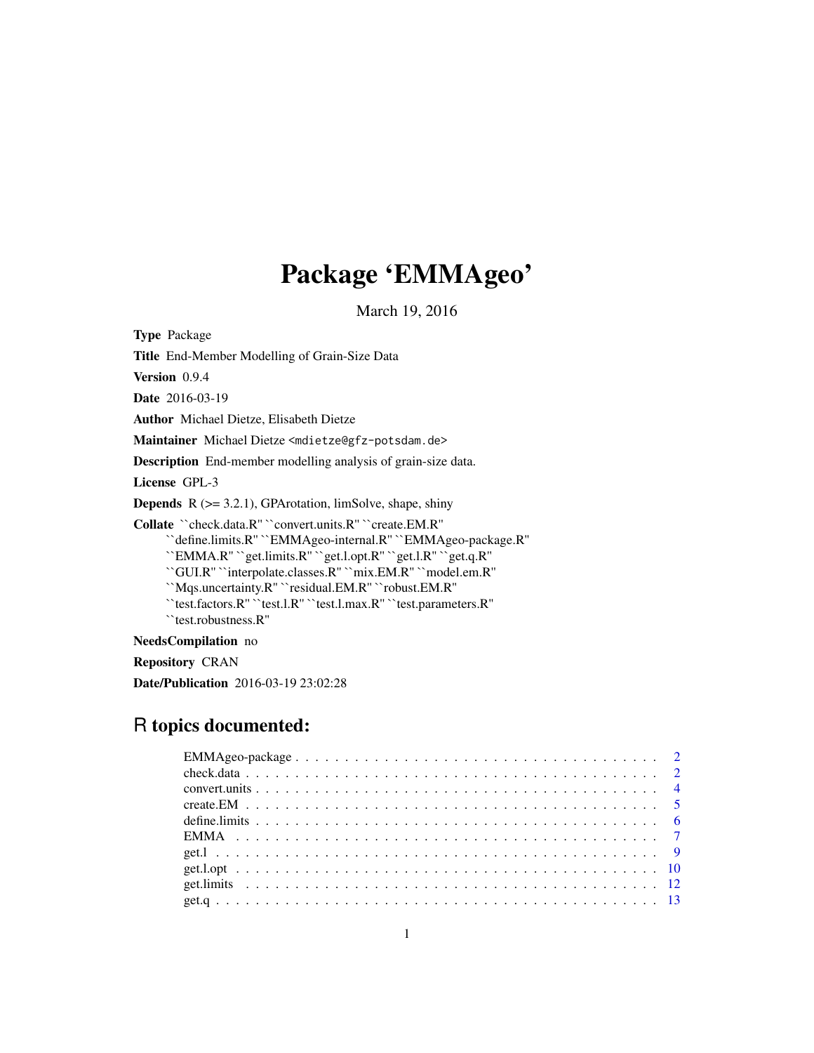# Package 'EMMAgeo'

March 19, 2016

**Type** Package

**Title** End-Member Modelling of Grain-Size Data

**Version** 0.9.4

**Date** 2016-03-19

**Author** Michael Dietze, Elisabeth Dietze

**Maintainer** Michael Dietze <mdietze@gfz-potsdam.de>

**Description** End-member modelling analysis of grain-size data.

**License** GPL-3

**Depends** R (>= 3.2.1), GPArotation, limSolve, shape, shiny

**Collate** ``check.data.R'' ``convert.units.R'' ``create.EM.R'' ``define.limits.R'' ``EMMAgeo-internal.R'' ``EMMAgeo-package.R'' ``EMMA.R'' ``get.limits.R'' ``get.l.opt.R'' ``get.l.R'' ``get.q.R'' ``GUI.R'' ``interpolate.classes.R'' ``mix.EM.R'' ``model.em.R'' ``Mqs.uncertainty.R'' ``residual.EM.R'' ``robust.EM.R'' ``test.factors.R'' ``test.l.R'' ``test.l.max.R'' ``test.parameters.R'' ``test.robustness.R''

**NeedsCompilation** no

**Repository** CRAN

**Date/Publication** 2016-03-19 23:02:28

## R topics documented:

| | |
|---|---|
| EMMAgeo-package | 2 |
| check.data | 2 |
| convert.units | 4 |
| create.EM | 5 |
| define.limits | 6 |
| EMMA | 7 |
| get.l | 9 |
| get.l.opt | 10 |
| get.limits | 12 |
| get.q | 13 |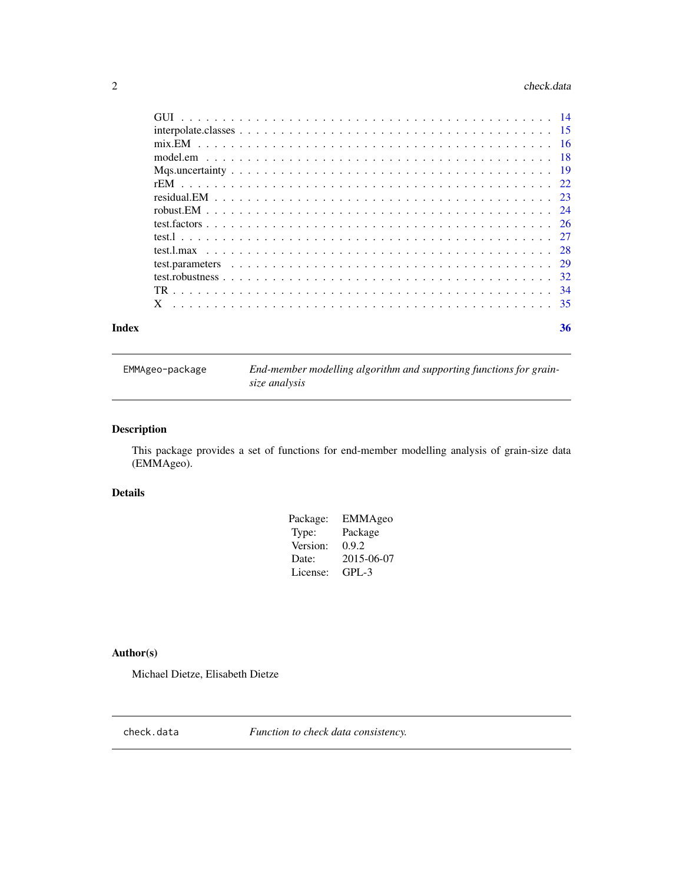GUI . . . . . . . . . . . . . . . . . . . . . . . . . . . . . . . . . . . . . . . . 14
interpolate.classes . . . . . . . . . . . . . . . . . . . . . . . . . . . . . . . . 15
mix.EM . . . . . . . . . . . . . . . . . . . . . . . . . . . . . . . . . . . . . . 16
model.em . . . . . . . . . . . . . . . . . . . . . . . . . . . . . . . . . . . . . 18
Mqs.uncertainty . . . . . . . . . . . . . . . . . . . . . . . . . . . . . . . . . . 19
rEM . . . . . . . . . . . . . . . . . . . . . . . . . . . . . . . . . . . . . . . . 22
residual.EM . . . . . . . . . . . . . . . . . . . . . . . . . . . . . . . . . . . . 23
robust.EM . . . . . . . . . . . . . . . . . . . . . . . . . . . . . . . . . . . . . 24
test.factors . . . . . . . . . . . . . . . . . . . . . . . . . . . . . . . . . . . . 26
test.l . . . . . . . . . . . . . . . . . . . . . . . . . . . . . . . . . . . . . . . 27
test.l.max . . . . . . . . . . . . . . . . . . . . . . . . . . . . . . . . . . . . . 28
test.parameters . . . . . . . . . . . . . . . . . . . . . . . . . . . . . . . . . . 29
test.robustness . . . . . . . . . . . . . . . . . . . . . . . . . . . . . . . . . . 32
TR . . . . . . . . . . . . . . . . . . . . . . . . . . . . . . . . . . . . . . . . . 34
X . . . . . . . . . . . . . . . . . . . . . . . . . . . . . . . . . . . . . . . . . 35

**Index** 36

---

`EMMAgeo-package` *End-member modelling algorithm and supporting functions for grain-size analysis*

---

## Description

This package provides a set of functions for end-member modelling analysis of grain-size data (EMMAgeo).

## Details

| | |
|---|---|
| Package: | EMMAgeo |
| Type: | Package |
| Version: | 0.9.2 |
| Date: | 2015-06-07 |
| License: | GPL-3 |

## Author(s)

Michael Dietze, Elisabeth Dietze

---

`check.data` *Function to check data consistency.*

---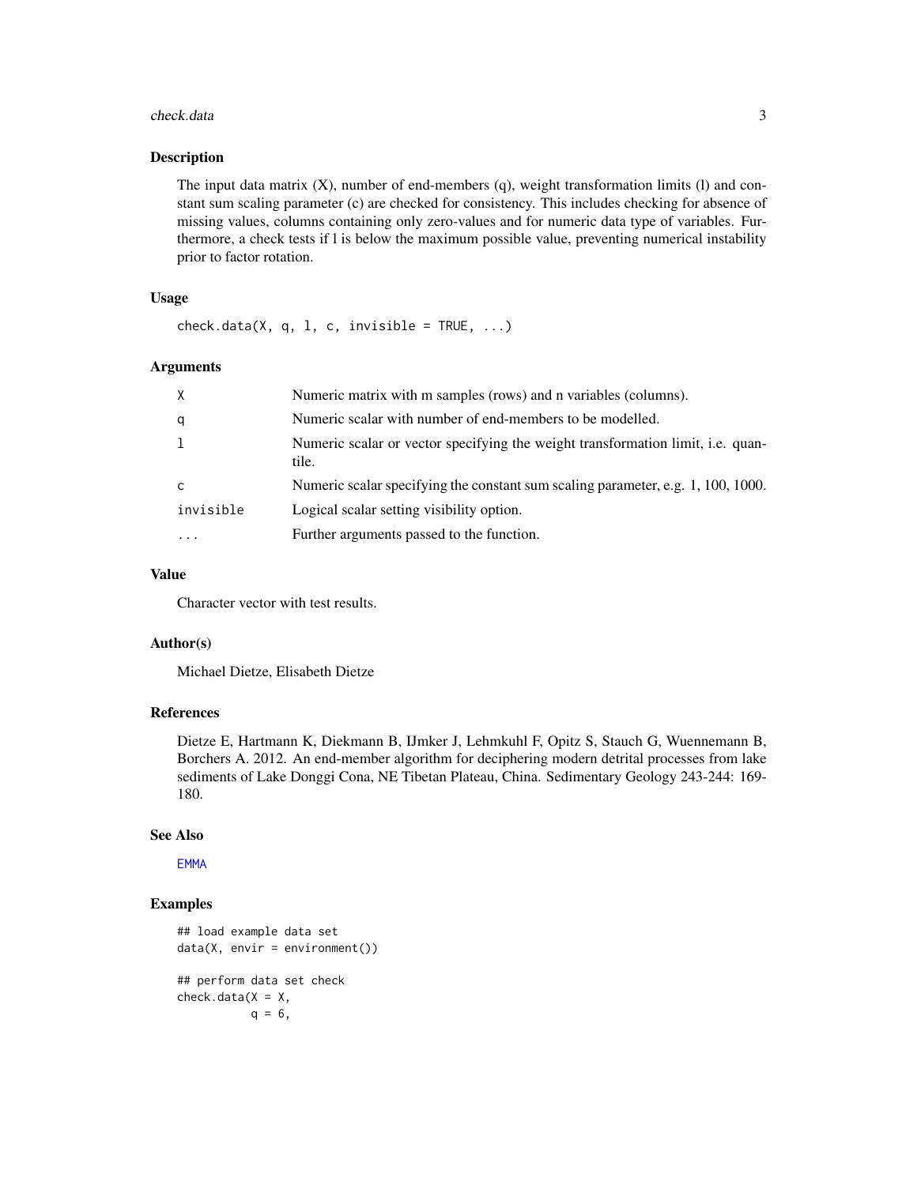### Description

The input data matrix (X), number of end-members (q), weight transformation limits (l) and constant sum scaling parameter (c) are checked for consistency. This includes checking for absence of missing values, columns containing only zero-values and for numeric data type of variables. Furthermore, a check tests if l is below the maximum possible value, preventing numerical instability prior to factor rotation.

### Usage

```
check.data(X, q, l, c, invisible = TRUE, ...)
```

### Arguments

| | |
|---|---|
| X | Numeric matrix with m samples (rows) and n variables (columns). |
| q | Numeric scalar with number of end-members to be modelled. |
| l | Numeric scalar or vector specifying the weight transformation limit, i.e. quantile. |
| c | Numeric scalar specifying the constant sum scaling parameter, e.g. 1, 100, 1000. |
| invisible | Logical scalar setting visibility option. |
| ... | Further arguments passed to the function. |

### Value

Character vector with test results.

### Author(s)

Michael Dietze, Elisabeth Dietze

### References

Dietze E, Hartmann K, Diekmann B, IJmker J, Lehmkuhl F, Opitz S, Stauch G, Wuennemann B, Borchers A. 2012. An end-member algorithm for deciphering modern detrital processes from lake sediments of Lake Donggi Cona, NE Tibetan Plateau, China. Sedimentary Geology 243-244: 169-180.

### See Also

EMMA

### Examples

```
## load example data set
data(X, envir = environment())

## perform data set check
check.data(X = X,
           q = 6,
```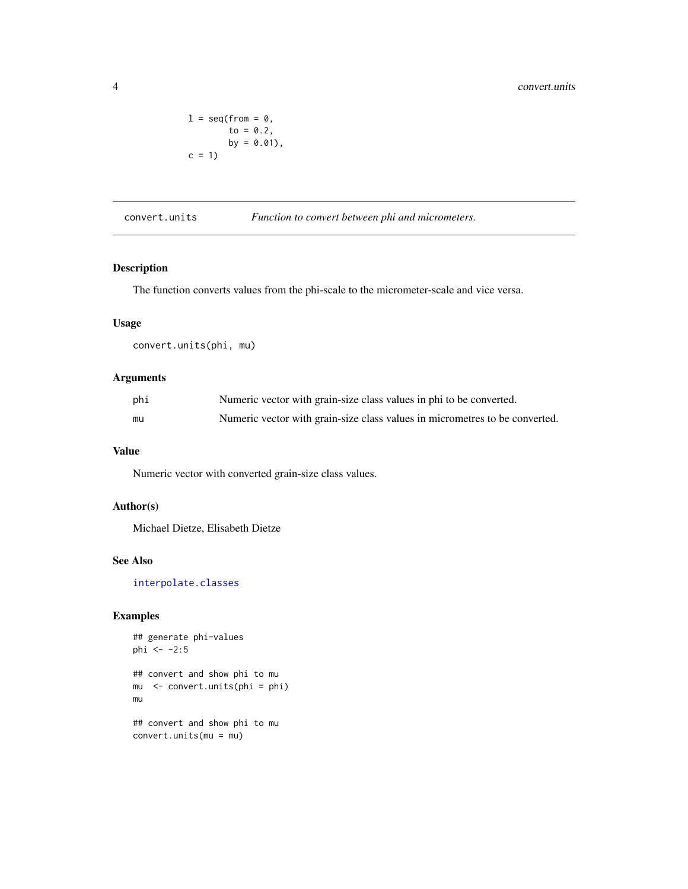```
          l = seq(from = 0,
                  to = 0.2,
                  by = 0.01),
          c = 1)
```

## convert.units — *Function to convert between phi and micrometers.*

### Description

The function converts values from the phi-scale to the micrometer-scale and vice versa.

### Usage

```
convert.units(phi, mu)
```

### Arguments

| | |
|---|---|
| phi | Numeric vector with grain-size class values in phi to be converted. |
| mu | Numeric vector with grain-size class values in micrometres to be converted. |

### Value

Numeric vector with converted grain-size class values.

### Author(s)

Michael Dietze, Elisabeth Dietze

### See Also

interpolate.classes

### Examples

```
## generate phi-values
phi <- -2:5

## convert and show phi to mu
mu  <- convert.units(phi = phi)
mu

## convert and show phi to mu
convert.units(mu = mu)
```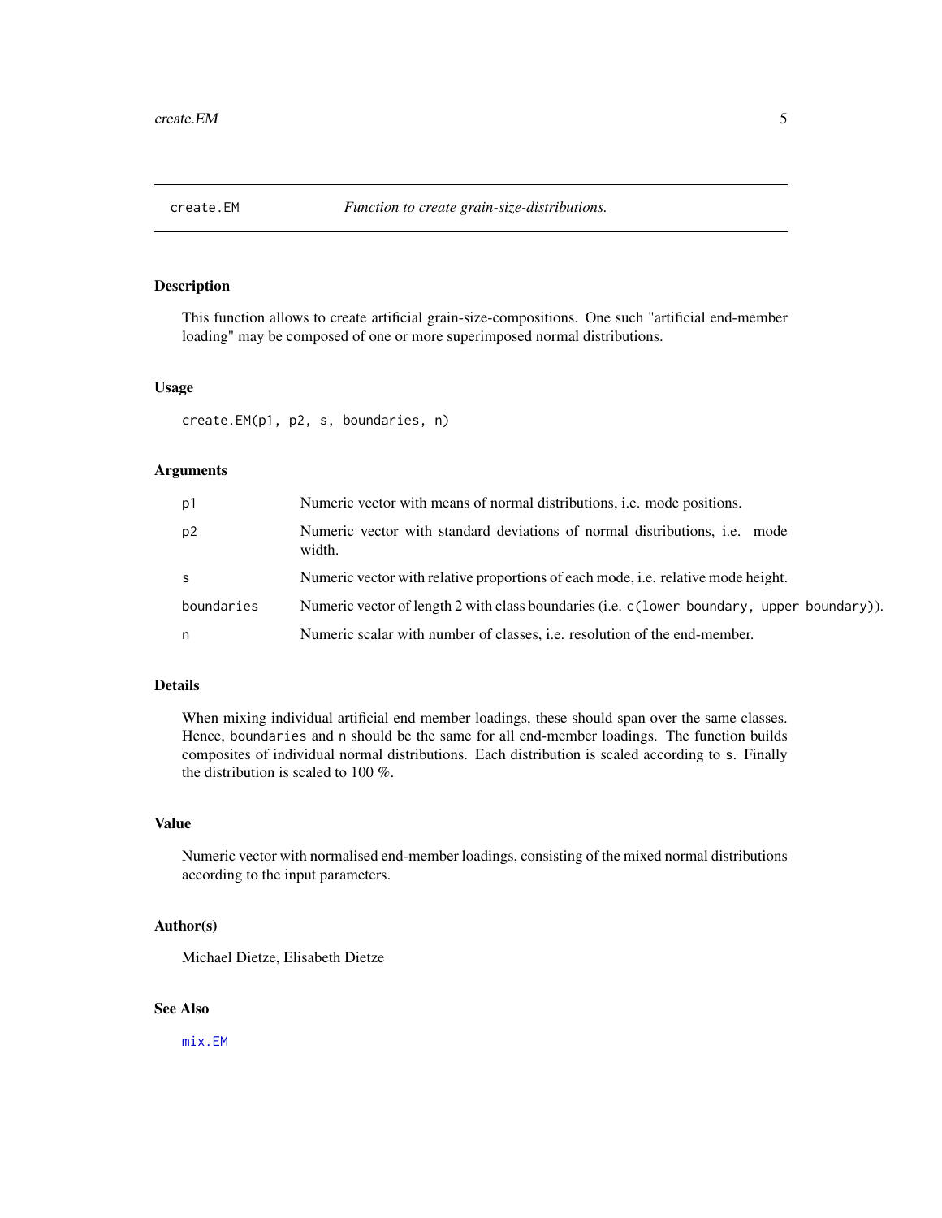## create.EM — *Function to create grain-size-distributions.*

### Description

This function allows to create artificial grain-size-compositions. One such "artificial end-member loading" may be composed of one or more superimposed normal distributions.

### Usage

```
create.EM(p1, p2, s, boundaries, n)
```

### Arguments

| Argument | Description |
| --- | --- |
| `p1` | Numeric vector with means of normal distributions, i.e. mode positions. |
| `p2` | Numeric vector with standard deviations of normal distributions, i.e. mode width. |
| `s` | Numeric vector with relative proportions of each mode, i.e. relative mode height. |
| `boundaries` | Numeric vector of length 2 with class boundaries (i.e. `c(lower boundary, upper boundary)`). |
| `n` | Numeric scalar with number of classes, i.e. resolution of the end-member. |

### Details

When mixing individual artificial end member loadings, these should span over the same classes. Hence, `boundaries` and `n` should be the same for all end-member loadings. The function builds composites of individual normal distributions. Each distribution is scaled according to `s`. Finally the distribution is scaled to 100 %.

### Value

Numeric vector with normalised end-member loadings, consisting of the mixed normal distributions according to the input parameters.

### Author(s)

Michael Dietze, Elisabeth Dietze

### See Also

`mix.EM`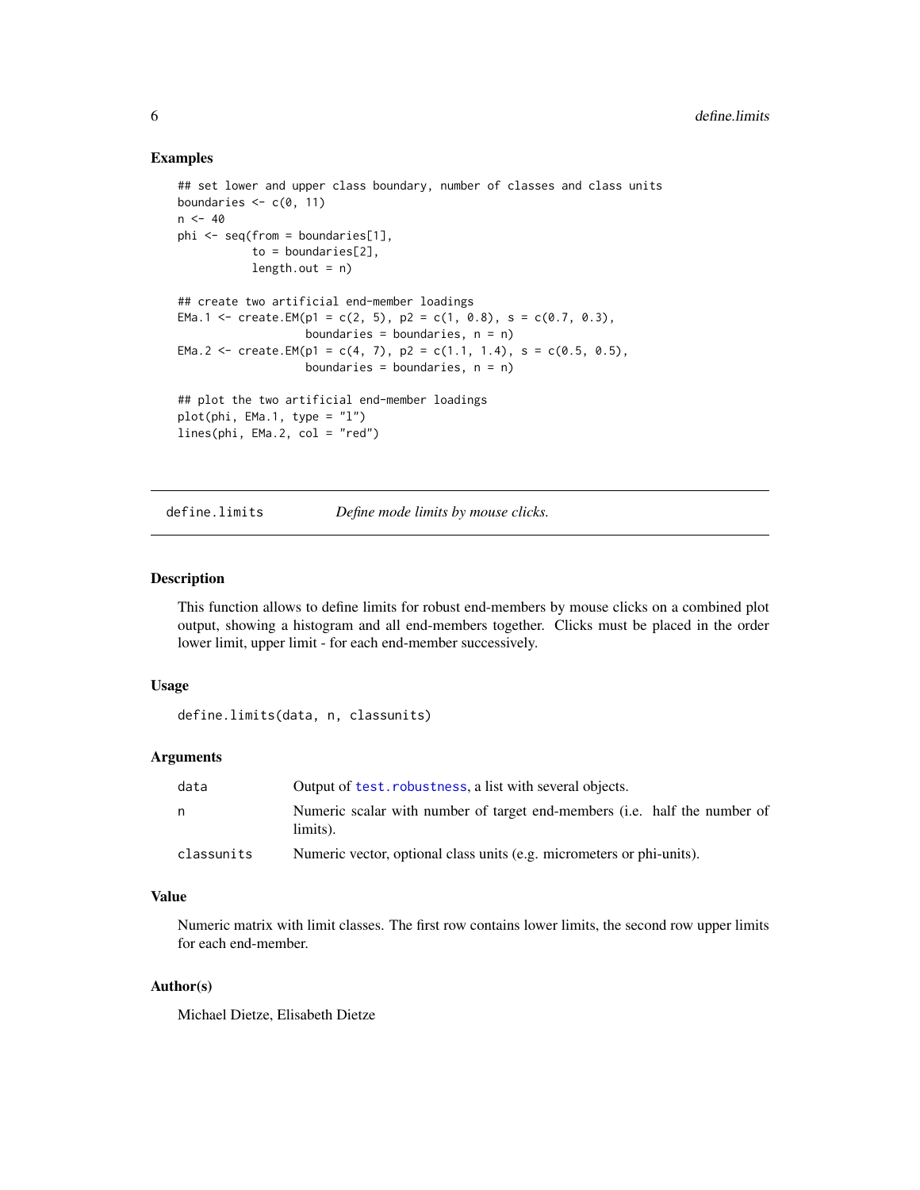### Examples

```
## set lower and upper class boundary, number of classes and class units
boundaries <- c(0, 11)
n <- 40
phi <- seq(from = boundaries[1],
           to = boundaries[2],
           length.out = n)

## create two artificial end-member loadings
EMa.1 <- create.EM(p1 = c(2, 5), p2 = c(1, 0.8), s = c(0.7, 0.3),
                   boundaries = boundaries, n = n)
EMa.2 <- create.EM(p1 = c(4, 7), p2 = c(1.1, 1.4), s = c(0.5, 0.5),
                   boundaries = boundaries, n = n)

## plot the two artificial end-member loadings
plot(phi, EMa.1, type = "l")
lines(phi, EMa.2, col = "red")
```

---

## define.limits — *Define mode limits by mouse clicks.*

### Description

This function allows to define limits for robust end-members by mouse clicks on a combined plot output, showing a histogram and all end-members together. Clicks must be placed in the order lower limit, upper limit - for each end-member successively.

### Usage

```
define.limits(data, n, classunits)
```

### Arguments

| | |
|---|---|
| data | Output of test.robustness, a list with several objects. |
| n | Numeric scalar with number of target end-members (i.e. half the number of limits). |
| classunits | Numeric vector, optional class units (e.g. micrometers or phi-units). |

### Value

Numeric matrix with limit classes. The first row contains lower limits, the second row upper limits for each end-member.

### Author(s)

Michael Dietze, Elisabeth Dietze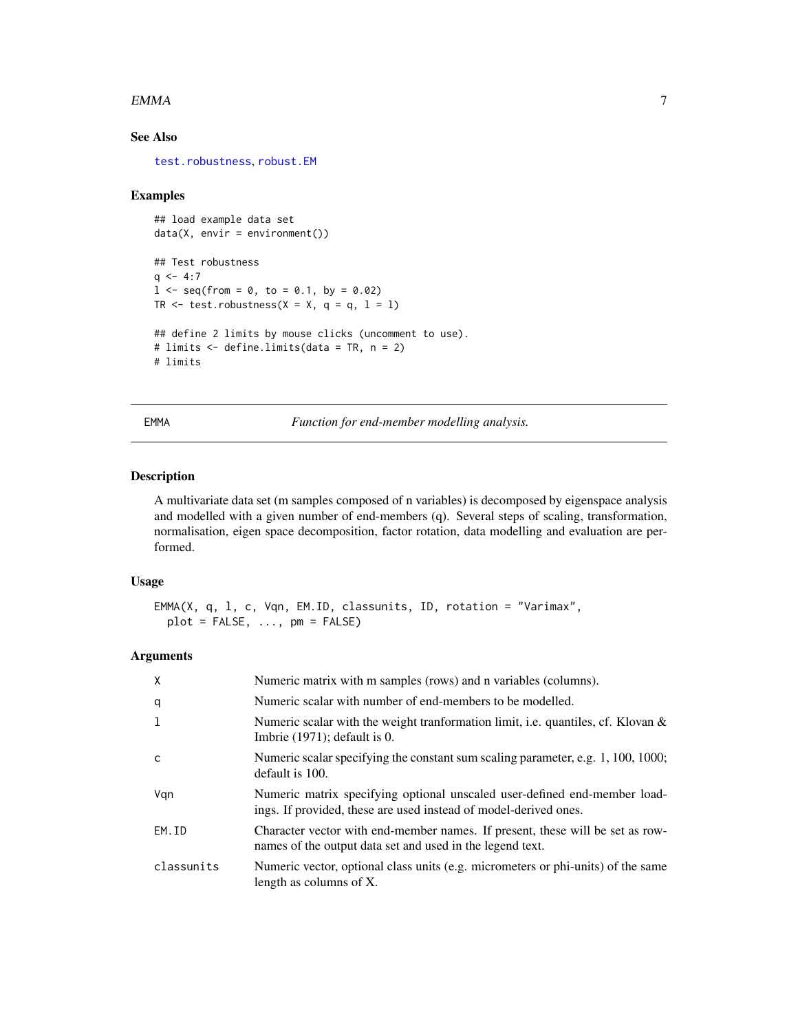### See Also

test.robustness, robust.EM

### Examples

```
## load example data set
data(X, envir = environment())

## Test robustness
q <- 4:7
l <- seq(from = 0, to = 0.1, by = 0.02)
TR <- test.robustness(X = X, q = q, l = l)

## define 2 limits by mouse clicks (uncomment to use).
# limits <- define.limits(data = TR, n = 2)
# limits
```

---

## EMMA — *Function for end-member modelling analysis.*

---

### Description

A multivariate data set (m samples composed of n variables) is decomposed by eigenspace analysis and modelled with a given number of end-members (q). Several steps of scaling, transformation, normalisation, eigen space decomposition, factor rotation, data modelling and evaluation are performed.

### Usage

```
EMMA(X, q, l, c, Vqn, EM.ID, classunits, ID, rotation = "Varimax",
  plot = FALSE, ..., pm = FALSE)
```

### Arguments

| | |
|---|---|
| X | Numeric matrix with m samples (rows) and n variables (columns). |
| q | Numeric scalar with number of end-members to be modelled. |
| l | Numeric scalar with the weight tranformation limit, i.e. quantiles, cf. Klovan & Imbrie (1971); default is 0. |
| c | Numeric scalar specifying the constant sum scaling parameter, e.g. 1, 100, 1000; default is 100. |
| Vqn | Numeric matrix specifying optional unscaled user-defined end-member loadings. If provided, these are used instead of model-derived ones. |
| EM.ID | Character vector with end-member names. If present, these will be set as row-names of the output data set and used in the legend text. |
| classunits | Numeric vector, optional class units (e.g. micrometers or phi-units) of the same length as columns of X. |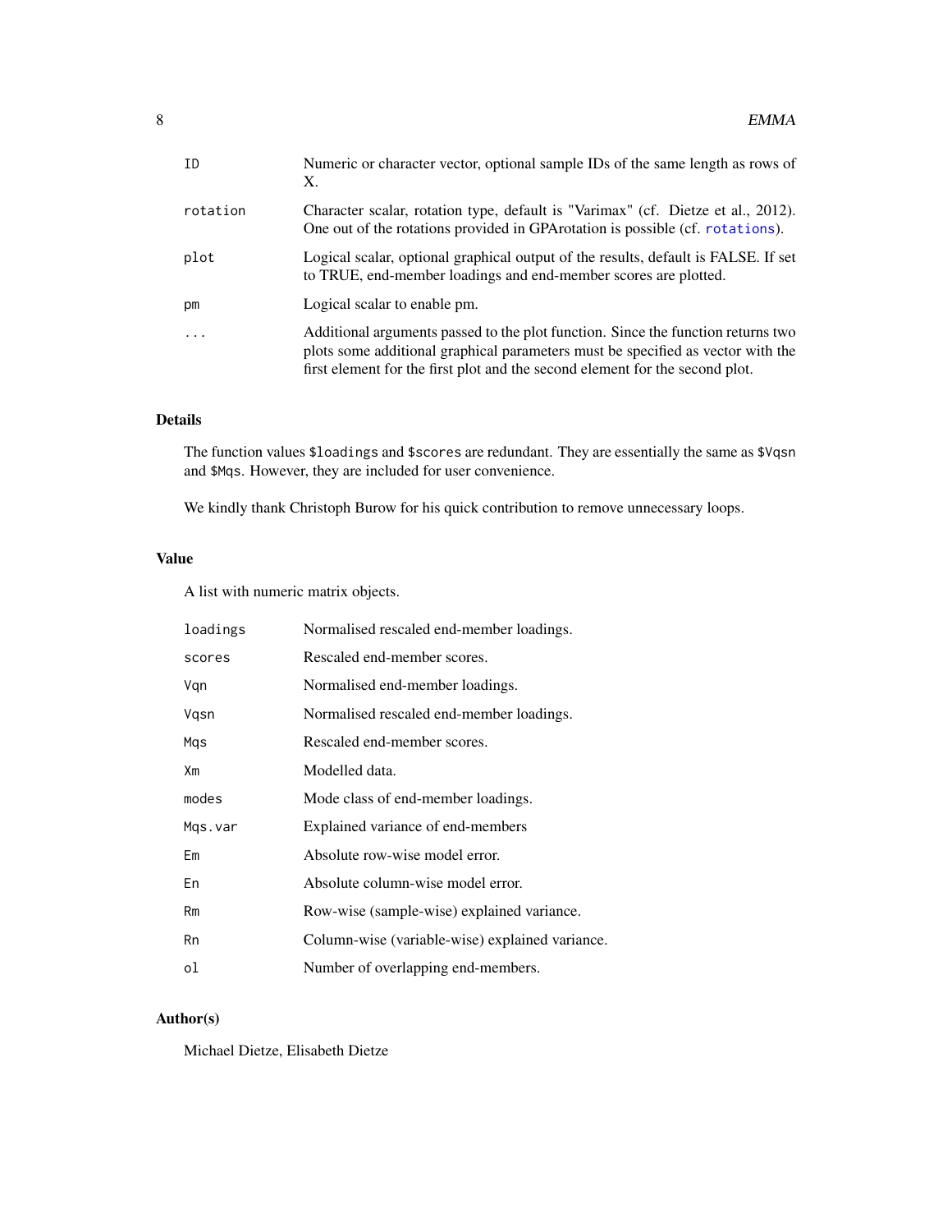| | |
|---|---|
| `ID` | Numeric or character vector, optional sample IDs of the same length as rows of X. |
| `rotation` | Character scalar, rotation type, default is "Varimax" (cf. Dietze et al., 2012). One out of the rotations provided in GPArotation is possible (cf. `rotations`). |
| `plot` | Logical scalar, optional graphical output of the results, default is FALSE. If set to TRUE, end-member loadings and end-member scores are plotted. |
| `pm` | Logical scalar to enable pm. |
| `...` | Additional arguments passed to the plot function. Since the function returns two plots some additional graphical parameters must be specified as vector with the first element for the first plot and the second element for the second plot. |

## Details

The function values `$loadings` and `$scores` are redundant. They are essentially the same as `$Vqsn` and `$Mqs`. However, they are included for user convenience.

We kindly thank Christoph Burow for his quick contribution to remove unnecessary loops.

## Value

A list with numeric matrix objects.

| | |
|---|---|
| `loadings` | Normalised rescaled end-member loadings. |
| `scores` | Rescaled end-member scores. |
| `Vqn` | Normalised end-member loadings. |
| `Vqsn` | Normalised rescaled end-member loadings. |
| `Mqs` | Rescaled end-member scores. |
| `Xm` | Modelled data. |
| `modes` | Mode class of end-member loadings. |
| `Mqs.var` | Explained variance of end-members |
| `Em` | Absolute row-wise model error. |
| `En` | Absolute column-wise model error. |
| `Rm` | Row-wise (sample-wise) explained variance. |
| `Rn` | Column-wise (variable-wise) explained variance. |
| `ol` | Number of overlapping end-members. |

## Author(s)

Michael Dietze, Elisabeth Dietze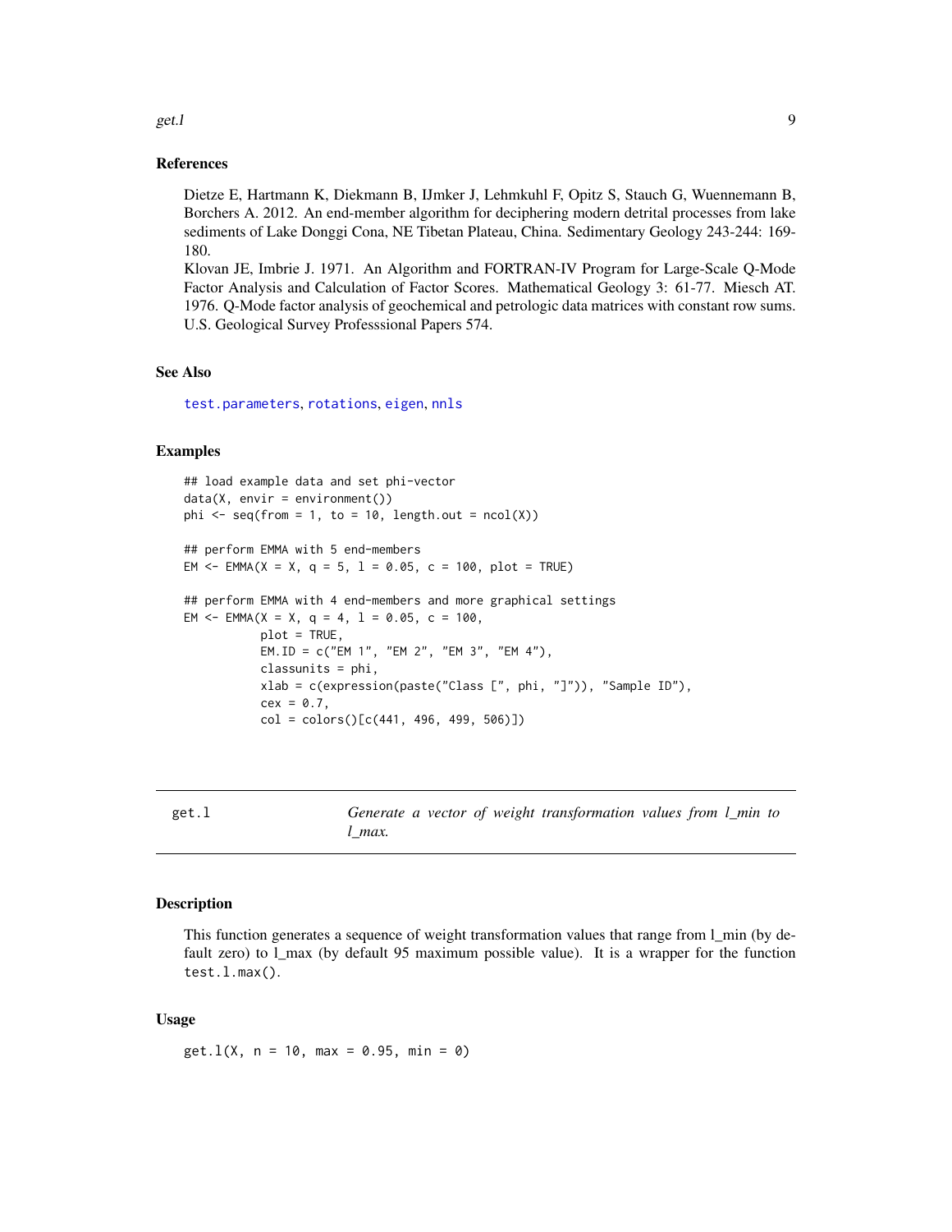### References

Dietze E, Hartmann K, Diekmann B, IJmker J, Lehmkuhl F, Opitz S, Stauch G, Wuennemann B, Borchers A. 2012. An end-member algorithm for deciphering modern detrital processes from lake sediments of Lake Donggi Cona, NE Tibetan Plateau, China. Sedimentary Geology 243-244: 169-180.
Klovan JE, Imbrie J. 1971. An Algorithm and FORTRAN-IV Program for Large-Scale Q-Mode Factor Analysis and Calculation of Factor Scores. Mathematical Geology 3: 61-77. Miesch AT. 1976. Q-Mode factor analysis of geochemical and petrologic data matrices with constant row sums. U.S. Geological Survey Professsional Papers 574.

### See Also

`test.parameters`, `rotations`, `eigen`, `nnls`

### Examples

```
## load example data and set phi-vector
data(X, envir = environment())
phi <- seq(from = 1, to = 10, length.out = ncol(X))

## perform EMMA with 5 end-members
EM <- EMMA(X = X, q = 5, l = 0.05, c = 100, plot = TRUE)

## perform EMMA with 4 end-members and more graphical settings
EM <- EMMA(X = X, q = 4, l = 0.05, c = 100,
           plot = TRUE,
           EM.ID = c("EM 1", "EM 2", "EM 3", "EM 4"),
           classunits = phi,
           xlab = c(expression(paste("Class [", phi, "]")), "Sample ID"),
           cex = 0.7,
           col = colors()[c(441, 496, 499, 506)])
```

## get.l &nbsp;&nbsp;&nbsp; *Generate a vector of weight transformation values from l_min to l_max.*

### Description

This function generates a sequence of weight transformation values that range from l_min (by default zero) to l_max (by default 95 maximum possible value). It is a wrapper for the function `test.l.max()`.

### Usage

```
get.l(X, n = 10, max = 0.95, min = 0)
```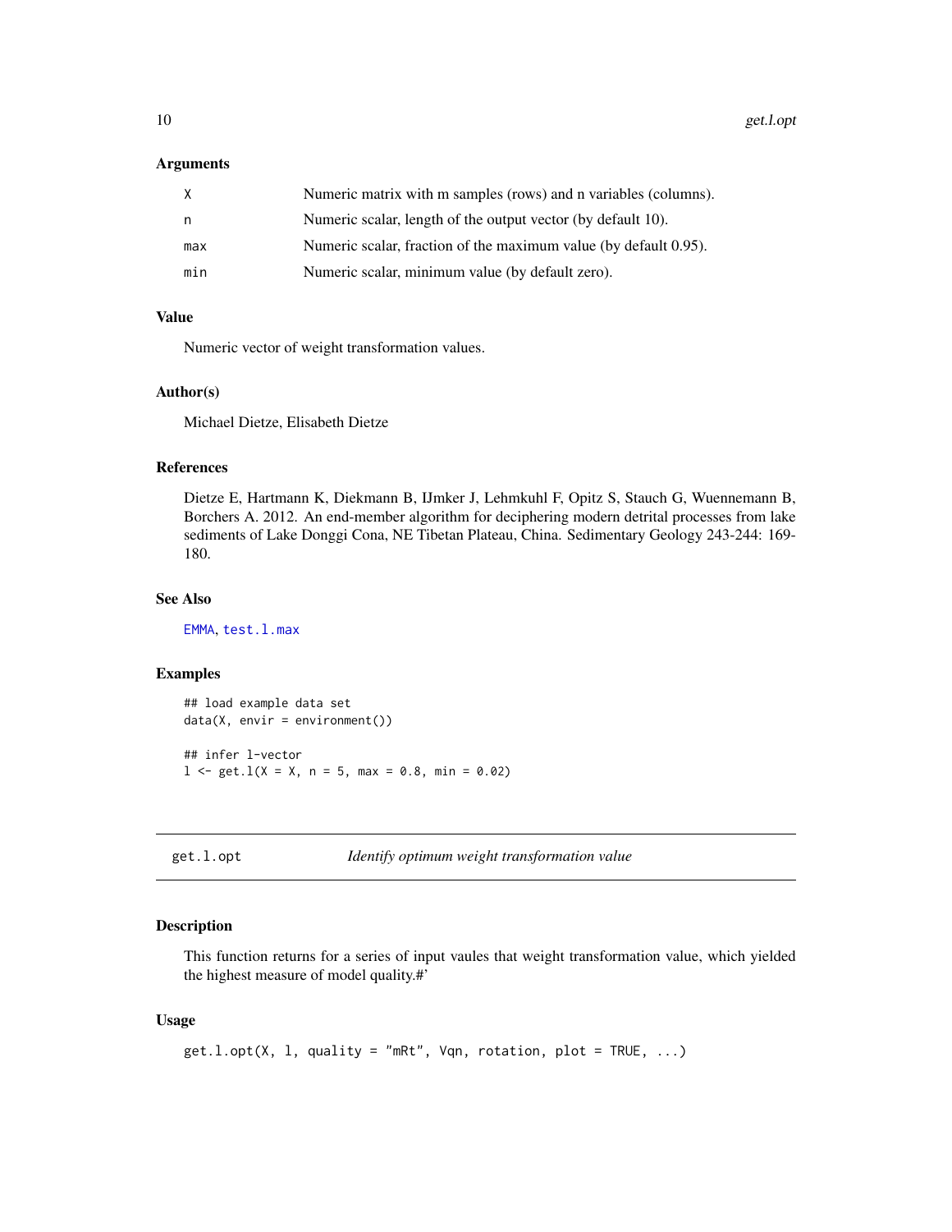### Arguments

| | |
|---|---|
| X | Numeric matrix with m samples (rows) and n variables (columns). |
| n | Numeric scalar, length of the output vector (by default 10). |
| max | Numeric scalar, fraction of the maximum value (by default 0.95). |
| min | Numeric scalar, minimum value (by default zero). |

### Value

Numeric vector of weight transformation values.

### Author(s)

Michael Dietze, Elisabeth Dietze

### References

Dietze E, Hartmann K, Diekmann B, IJmker J, Lehmkuhl F, Opitz S, Stauch G, Wuennemann B, Borchers A. 2012. An end-member algorithm for deciphering modern detrital processes from lake sediments of Lake Donggi Cona, NE Tibetan Plateau, China. Sedimentary Geology 243-244: 169-180.

### See Also

EMMA, test.l.max

### Examples

```
## load example data set
data(X, envir = environment())

## infer l-vector
l <- get.l(X = X, n = 5, max = 0.8, min = 0.02)
```

---

## get.l.opt *Identify optimum weight transformation value*

### Description

This function returns for a series of input vaules that weight transformation value, which yielded the highest measure of model quality.#'

### Usage

```
get.l.opt(X, l, quality = "mRt", Vqn, rotation, plot = TRUE, ...)
```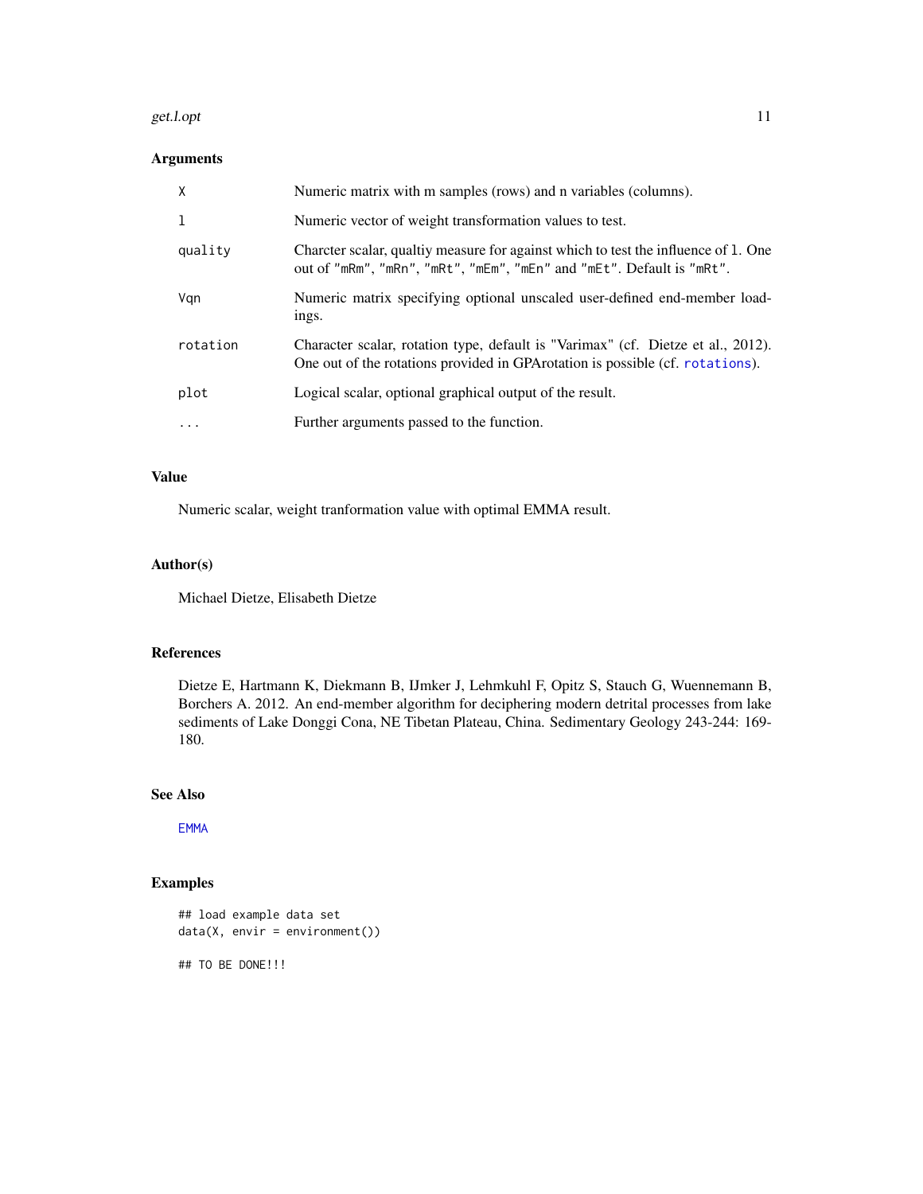## Arguments

| | |
|---|---|
| X | Numeric matrix with m samples (rows) and n variables (columns). |
| l | Numeric vector of weight transformation values to test. |
| quality | Charcter scalar, qualtiy measure for against which to test the influence of l. One out of "mRm", "mRn", "mRt", "mEm", "mEn" and "mEt". Default is "mRt". |
| Vqn | Numeric matrix specifying optional unscaled user-defined end-member loadings. |
| rotation | Character scalar, rotation type, default is "Varimax" (cf. Dietze et al., 2012). One out of the rotations provided in GPArotation is possible (cf. rotations). |
| plot | Logical scalar, optional graphical output of the result. |
| ... | Further arguments passed to the function. |

## Value

Numeric scalar, weight tranformation value with optimal EMMA result.

## Author(s)

Michael Dietze, Elisabeth Dietze

## References

Dietze E, Hartmann K, Diekmann B, IJmker J, Lehmkuhl F, Opitz S, Stauch G, Wuennemann B, Borchers A. 2012. An end-member algorithm for deciphering modern detrital processes from lake sediments of Lake Donggi Cona, NE Tibetan Plateau, China. Sedimentary Geology 243-244: 169-180.

## See Also

EMMA

## Examples

```
## load example data set
data(X, envir = environment())

## TO BE DONE!!!
```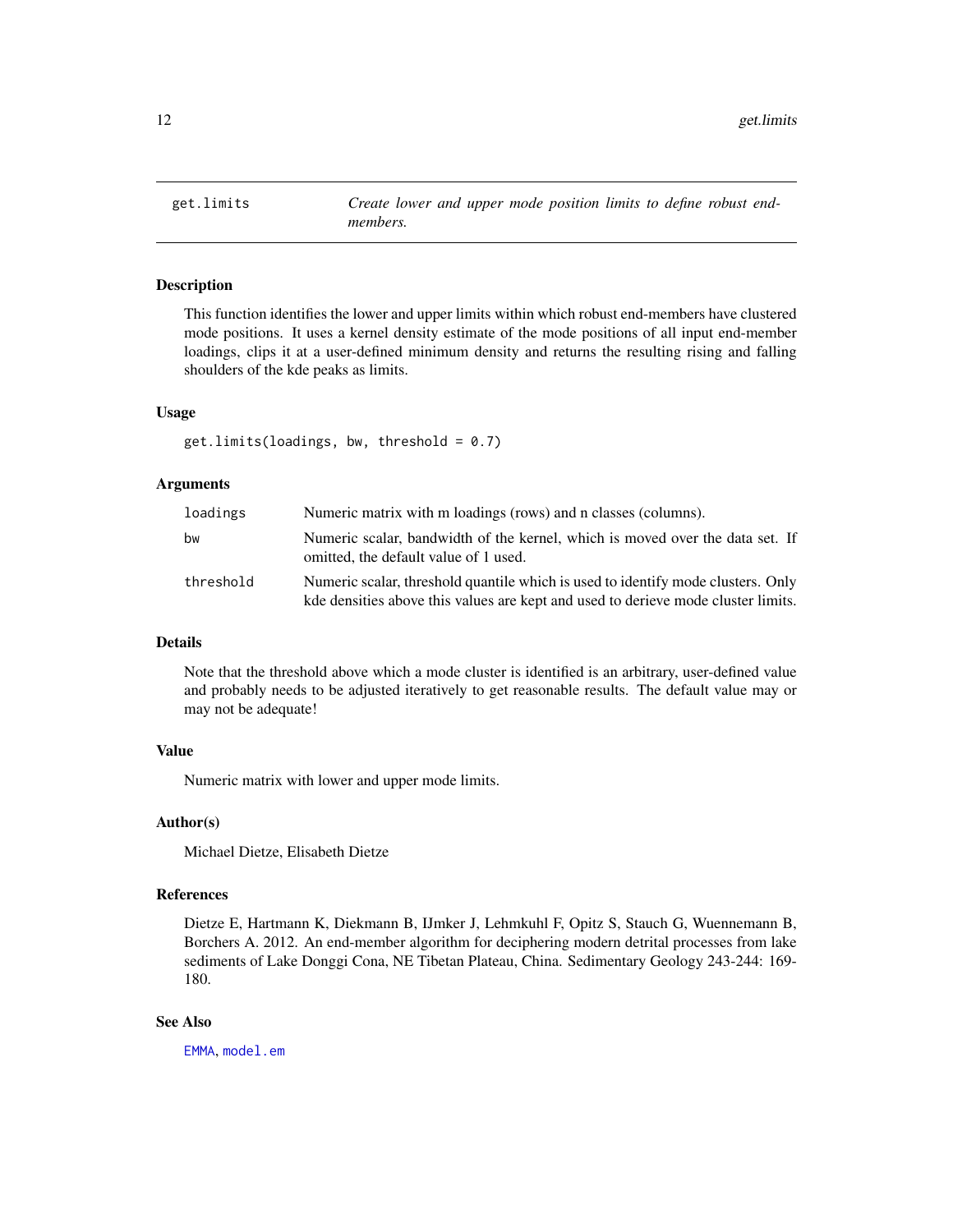# get.limits — *Create lower and upper mode position limits to define robust end-members.*

## Description

This function identifies the lower and upper limits within which robust end-members have clustered mode positions. It uses a kernel density estimate of the mode positions of all input end-member loadings, clips it at a user-defined minimum density and returns the resulting rising and falling shoulders of the kde peaks as limits.

## Usage

```
get.limits(loadings, bw, threshold = 0.7)
```

## Arguments

| | |
|---|---|
| `loadings` | Numeric matrix with m loadings (rows) and n classes (columns). |
| `bw` | Numeric scalar, bandwidth of the kernel, which is moved over the data set. If omitted, the default value of 1 used. |
| `threshold` | Numeric scalar, threshold quantile which is used to identify mode clusters. Only kde densities above this values are kept and used to derieve mode cluster limits. |

## Details

Note that the threshold above which a mode cluster is identified is an arbitrary, user-defined value and probably needs to be adjusted iteratively to get reasonable results. The default value may or may not be adequate!

## Value

Numeric matrix with lower and upper mode limits.

## Author(s)

Michael Dietze, Elisabeth Dietze

## References

Dietze E, Hartmann K, Diekmann B, IJmker J, Lehmkuhl F, Opitz S, Stauch G, Wuennemann B, Borchers A. 2012. An end-member algorithm for deciphering modern detrital processes from lake sediments of Lake Donggi Cona, NE Tibetan Plateau, China. Sedimentary Geology 243-244: 169-180.

## See Also

`EMMA`, `model.em`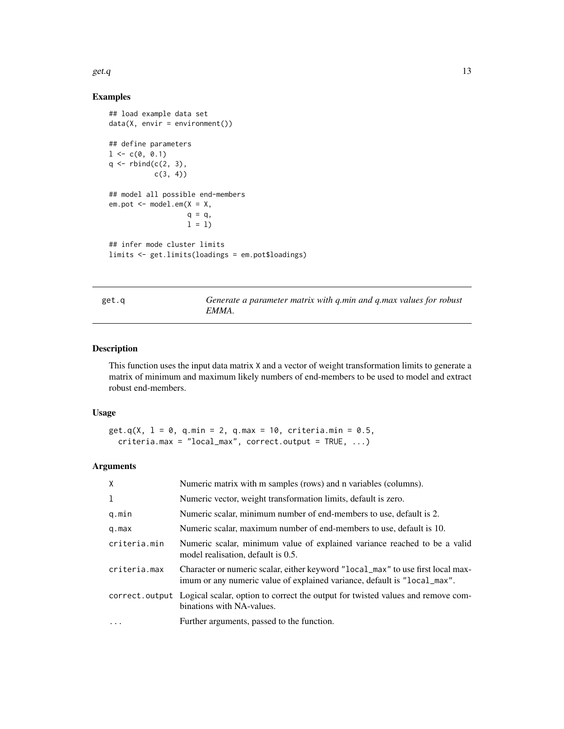## Examples

```
## load example data set
data(X, envir = environment())

## define parameters
l <- c(0, 0.1)
q <- rbind(c(2, 3),
           c(3, 4))

## model all possible end-members
em.pot <- model.em(X = X,
                   q = q,
                   l = l)

## infer mode cluster limits
limits <- get.limits(loadings = em.pot$loadings)
```

---

# get.q — *Generate a parameter matrix with q.min and q.max values for robust EMMA.*

---

## Description

This function uses the input data matrix X and a vector of weight transformation limits to generate a matrix of minimum and maximum likely numbers of end-members to be used to model and extract robust end-members.

## Usage

```
get.q(X, l = 0, q.min = 2, q.max = 10, criteria.min = 0.5,
  criteria.max = "local_max", correct.output = TRUE, ...)
```

## Arguments

| | |
|---|---|
| X | Numeric matrix with m samples (rows) and n variables (columns). |
| l | Numeric vector, weight transformation limits, default is zero. |
| q.min | Numeric scalar, minimum number of end-members to use, default is 2. |
| q.max | Numeric scalar, maximum number of end-members to use, default is 10. |
| criteria.min | Numeric scalar, minimum value of explained variance reached to be a valid model realisation, default is 0.5. |
| criteria.max | Character or numeric scalar, either keyword "local_max" to use first local maximum or any numeric value of explained variance, default is "local_max". |
| correct.output | Logical scalar, option to correct the output for twisted values and remove combinations with NA-values. |
| ... | Further arguments, passed to the function. |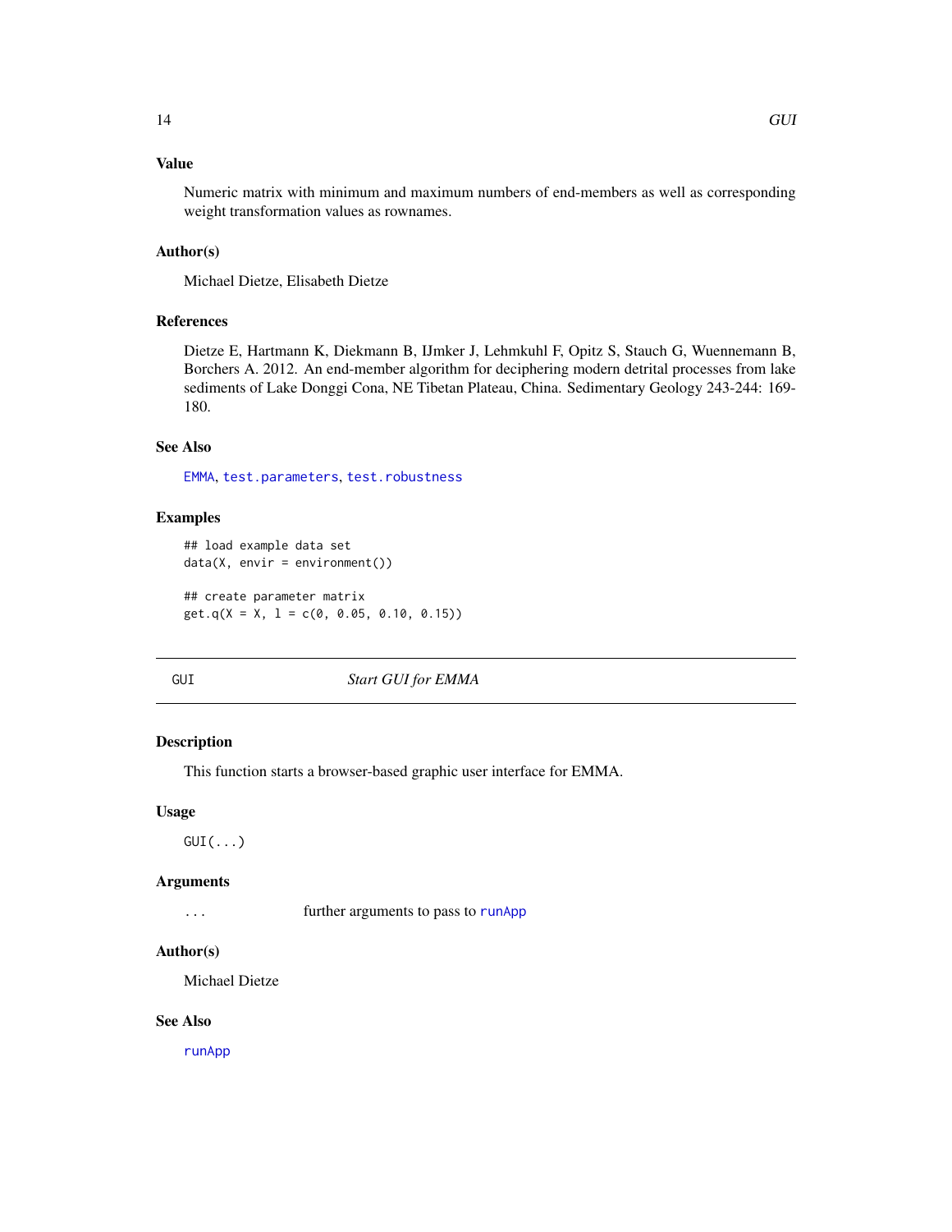### Value

Numeric matrix with minimum and maximum numbers of end-members as well as corresponding weight transformation values as rownames.

### Author(s)

Michael Dietze, Elisabeth Dietze

### References

Dietze E, Hartmann K, Diekmann B, IJmker J, Lehmkuhl F, Opitz S, Stauch G, Wuennemann B, Borchers A. 2012. An end-member algorithm for deciphering modern detrital processes from lake sediments of Lake Donggi Cona, NE Tibetan Plateau, China. Sedimentary Geology 243-244: 169-180.

### See Also

`EMMA`, `test.parameters`, `test.robustness`

### Examples

```
## load example data set
data(X, envir = environment())

## create parameter matrix
get.q(X = X, l = c(0, 0.05, 0.10, 0.15))
```

---

## GUI — *Start GUI for EMMA*

### Description

This function starts a browser-based graphic user interface for EMMA.

### Usage

```
GUI(...)
```

### Arguments

| | |
|---|---|
| `...` | further arguments to pass to `runApp` |

### Author(s)

Michael Dietze

### See Also

`runApp`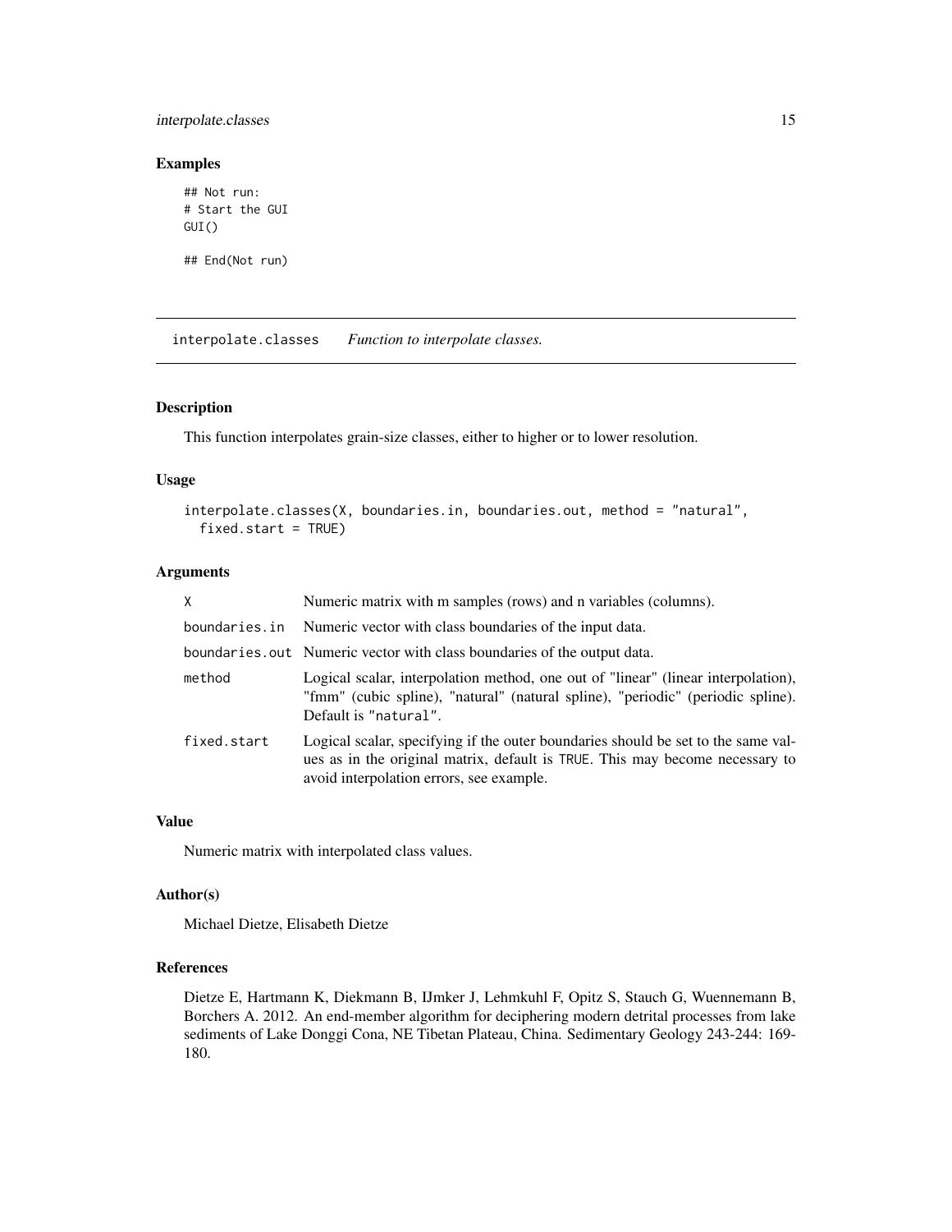### Examples

```
## Not run:
# Start the GUI
GUI()

## End(Not run)
```

---

## interpolate.classes *Function to interpolate classes.*

### Description

This function interpolates grain-size classes, either to higher or to lower resolution.

### Usage

```
interpolate.classes(X, boundaries.in, boundaries.out, method = "natural",
  fixed.start = TRUE)
```

### Arguments

| | |
|---|---|
| X | Numeric matrix with m samples (rows) and n variables (columns). |
| boundaries.in | Numeric vector with class boundaries of the input data. |
| boundaries.out | Numeric vector with class boundaries of the output data. |
| method | Logical scalar, interpolation method, one out of "linear" (linear interpolation), "fmm" (cubic spline), "natural" (natural spline), "periodic" (periodic spline). Default is "natural". |
| fixed.start | Logical scalar, specifying if the outer boundaries should be set to the same values as in the original matrix, default is TRUE. This may become necessary to avoid interpolation errors, see example. |

### Value

Numeric matrix with interpolated class values.

### Author(s)

Michael Dietze, Elisabeth Dietze

### References

Dietze E, Hartmann K, Diekmann B, IJmker J, Lehmkuhl F, Opitz S, Stauch G, Wuennemann B, Borchers A. 2012. An end-member algorithm for deciphering modern detrital processes from lake sediments of Lake Donggi Cona, NE Tibetan Plateau, China. Sedimentary Geology 243-244: 169-180.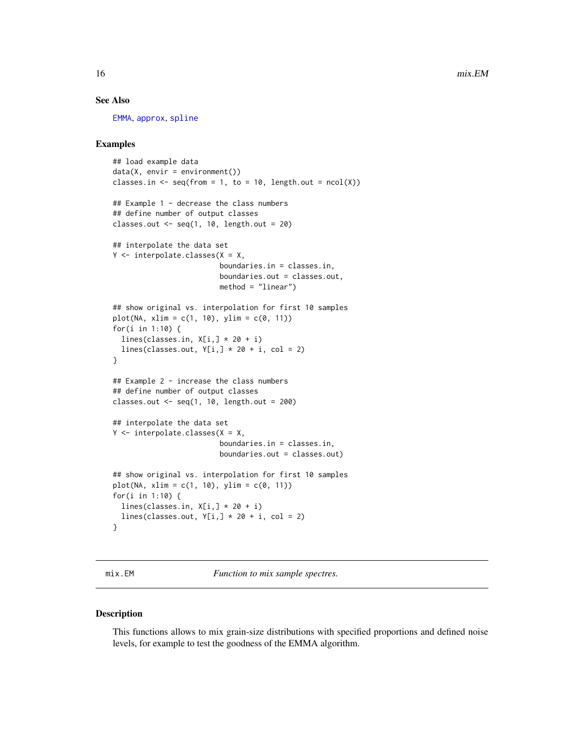### See Also

EMMA, approx, spline

### Examples

```
## load example data
data(X, envir = environment())
classes.in <- seq(from = 1, to = 10, length.out = ncol(X))

## Example 1 - decrease the class numbers
## define number of output classes
classes.out <- seq(1, 10, length.out = 20)

## interpolate the data set
Y <- interpolate.classes(X = X,
                         boundaries.in = classes.in,
                         boundaries.out = classes.out,
                         method = "linear")

## show original vs. interpolation for first 10 samples
plot(NA, xlim = c(1, 10), ylim = c(0, 11))
for(i in 1:10) {
  lines(classes.in, X[i,] * 20 + i)
  lines(classes.out, Y[i,] * 20 + i, col = 2)
}

## Example 2 - increase the class numbers
## define number of output classes
classes.out <- seq(1, 10, length.out = 200)

## interpolate the data set
Y <- interpolate.classes(X = X,
                         boundaries.in = classes.in,
                         boundaries.out = classes.out)

## show original vs. interpolation for first 10 samples
plot(NA, xlim = c(1, 10), ylim = c(0, 11))
for(i in 1:10) {
  lines(classes.in, X[i,] * 20 + i)
  lines(classes.out, Y[i,] * 20 + i, col = 2)
}
```

---

## mix.EM — *Function to mix sample spectres.*

### Description

This functions allows to mix grain-size distributions with specified proportions and defined noise levels, for example to test the goodness of the EMMA algorithm.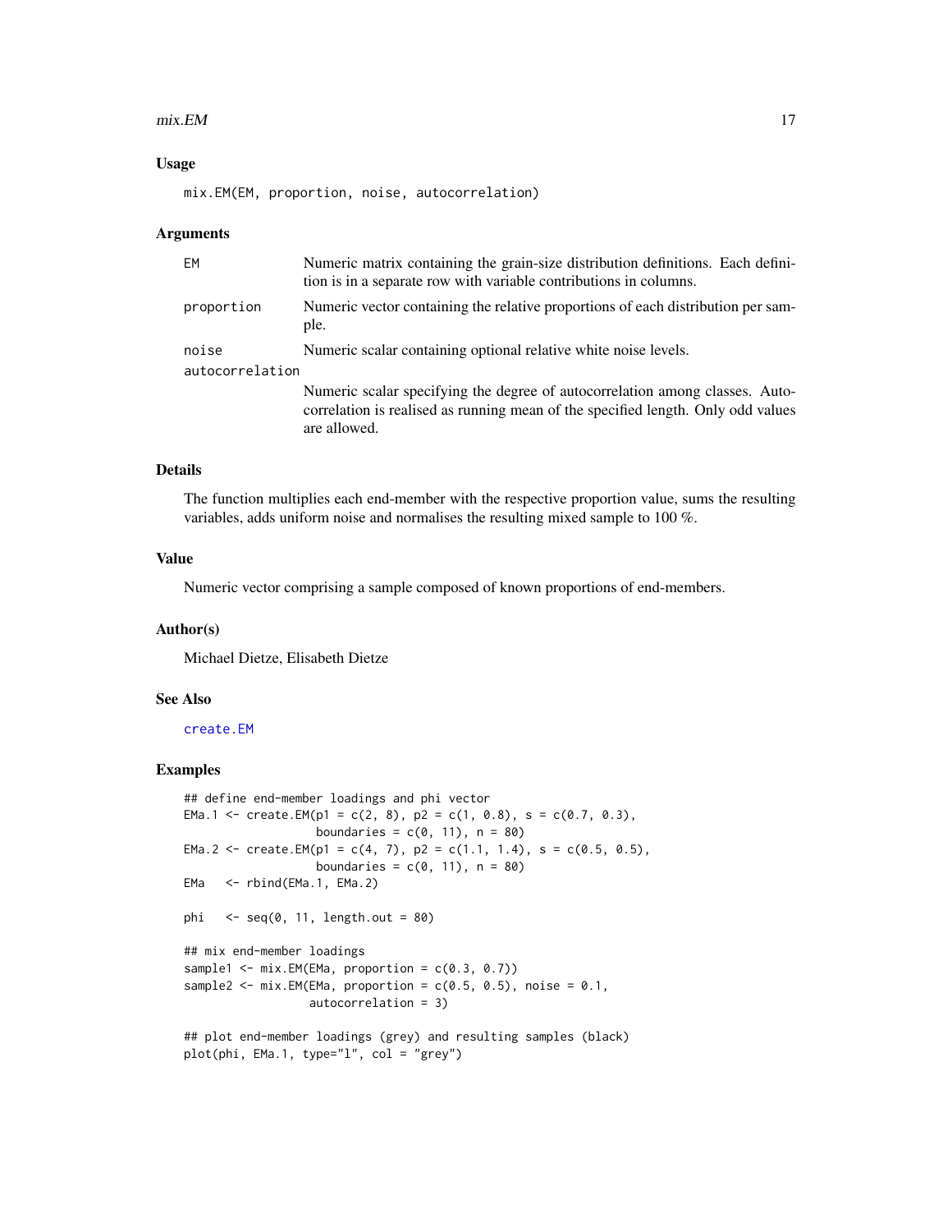## Usage

```
mix.EM(EM, proportion, noise, autocorrelation)
```

## Arguments

| | |
|---|---|
| EM | Numeric matrix containing the grain-size distribution definitions. Each definition is in a separate row with variable contributions in columns. |
| proportion | Numeric vector containing the relative proportions of each distribution per sample. |
| noise | Numeric scalar containing optional relative white noise levels. |
| autocorrelation | Numeric scalar specifying the degree of autocorrelation among classes. Autocorrelation is realised as running mean of the specified length. Only odd values are allowed. |

## Details

The function multiplies each end-member with the respective proportion value, sums the resulting variables, adds uniform noise and normalises the resulting mixed sample to 100 %.

## Value

Numeric vector comprising a sample composed of known proportions of end-members.

## Author(s)

Michael Dietze, Elisabeth Dietze

## See Also

create.EM

## Examples

```
## define end-member loadings and phi vector
EMa.1 <- create.EM(p1 = c(2, 8), p2 = c(1, 0.8), s = c(0.7, 0.3),
                   boundaries = c(0, 11), n = 80)
EMa.2 <- create.EM(p1 = c(4, 7), p2 = c(1.1, 1.4), s = c(0.5, 0.5),
                   boundaries = c(0, 11), n = 80)
EMa   <- rbind(EMa.1, EMa.2)

phi   <- seq(0, 11, length.out = 80)

## mix end-member loadings
sample1 <- mix.EM(EMa, proportion = c(0.3, 0.7))
sample2 <- mix.EM(EMa, proportion = c(0.5, 0.5), noise = 0.1,
                  autocorrelation = 3)

## plot end-member loadings (grey) and resulting samples (black)
plot(phi, EMa.1, type="l", col = "grey")
```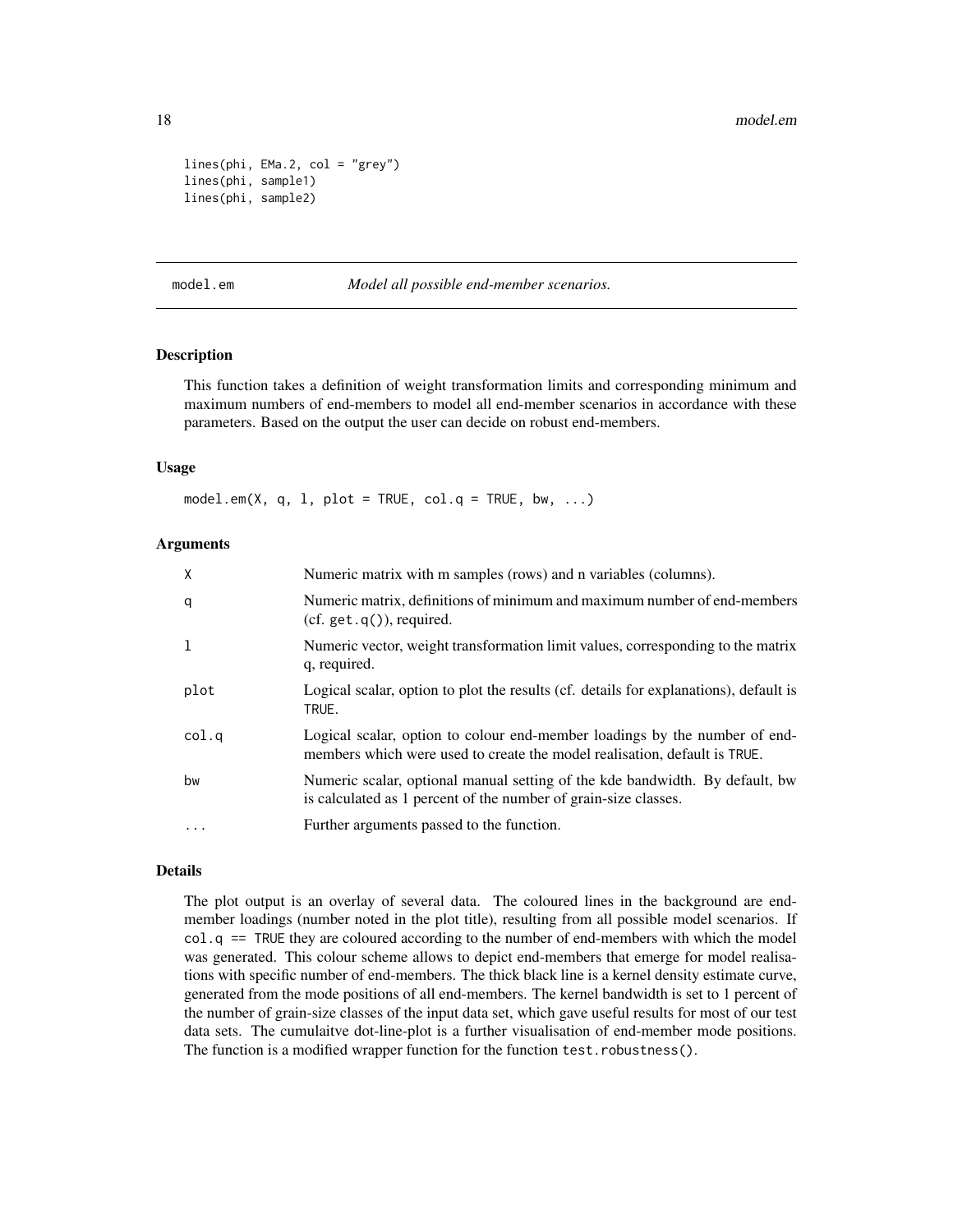```
lines(phi, EMa.2, col = "grey")
lines(phi, sample1)
lines(phi, sample2)
```

## model.em — *Model all possible end-member scenarios.*

### Description

This function takes a definition of weight transformation limits and corresponding minimum and maximum numbers of end-members to model all end-member scenarios in accordance with these parameters. Based on the output the user can decide on robust end-members.

### Usage

```
model.em(X, q, l, plot = TRUE, col.q = TRUE, bw, ...)
```

### Arguments

| | |
|---|---|
| `X` | Numeric matrix with m samples (rows) and n variables (columns). |
| `q` | Numeric matrix, definitions of minimum and maximum number of end-members (cf. `get.q()`), required. |
| `l` | Numeric vector, weight transformation limit values, corresponding to the matrix q, required. |
| `plot` | Logical scalar, option to plot the results (cf. details for explanations), default is `TRUE`. |
| `col.q` | Logical scalar, option to colour end-member loadings by the number of end-members which were used to create the model realisation, default is `TRUE`. |
| `bw` | Numeric scalar, optional manual setting of the kde bandwidth. By default, bw is calculated as 1 percent of the number of grain-size classes. |
| `...` | Further arguments passed to the function. |

### Details

The plot output is an overlay of several data. The coloured lines in the background are end-member loadings (number noted in the plot title), resulting from all possible model scenarios. If `col.q == TRUE` they are coloured according to the number of end-members with which the model was generated. This colour scheme allows to depict end-members that emerge for model realisations with specific number of end-members. The thick black line is a kernel density estimate curve, generated from the mode positions of all end-members. The kernel bandwidth is set to 1 percent of the number of grain-size classes of the input data set, which gave useful results for most of our test data sets. The cumulaitve dot-line-plot is a further visualisation of end-member mode positions. The function is a modified wrapper function for the function `test.robustness()`.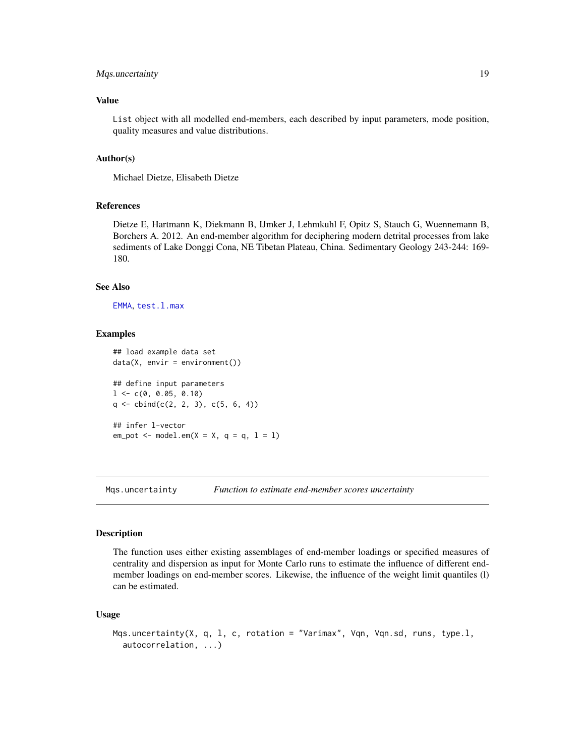## Value

`List` object with all modelled end-members, each described by input parameters, mode position, quality measures and value distributions.

## Author(s)

Michael Dietze, Elisabeth Dietze

## References

Dietze E, Hartmann K, Diekmann B, IJmker J, Lehmkuhl F, Opitz S, Stauch G, Wuennemann B, Borchers A. 2012. An end-member algorithm for deciphering modern detrital processes from lake sediments of Lake Donggi Cona, NE Tibetan Plateau, China. Sedimentary Geology 243-244: 169-180.

## See Also

`EMMA`, `test.l.max`

## Examples

```
## load example data set
data(X, envir = environment())

## define input parameters
l <- c(0, 0.05, 0.10)
q <- cbind(c(2, 2, 3), c(5, 6, 4))

## infer l-vector
em_pot <- model.em(X = X, q = q, l = l)
```

---

# Mqs.uncertainty — *Function to estimate end-member scores uncertainty*

---

## Description

The function uses either existing assemblages of end-member loadings or specified measures of centrality and dispersion as input for Monte Carlo runs to estimate the influence of different end-member loadings on end-member scores. Likewise, the influence of the weight limit quantiles (l) can be estimated.

## Usage

```
Mqs.uncertainty(X, q, l, c, rotation = "Varimax", Vqn, Vqn.sd, runs, type.l,
  autocorrelation, ...)
```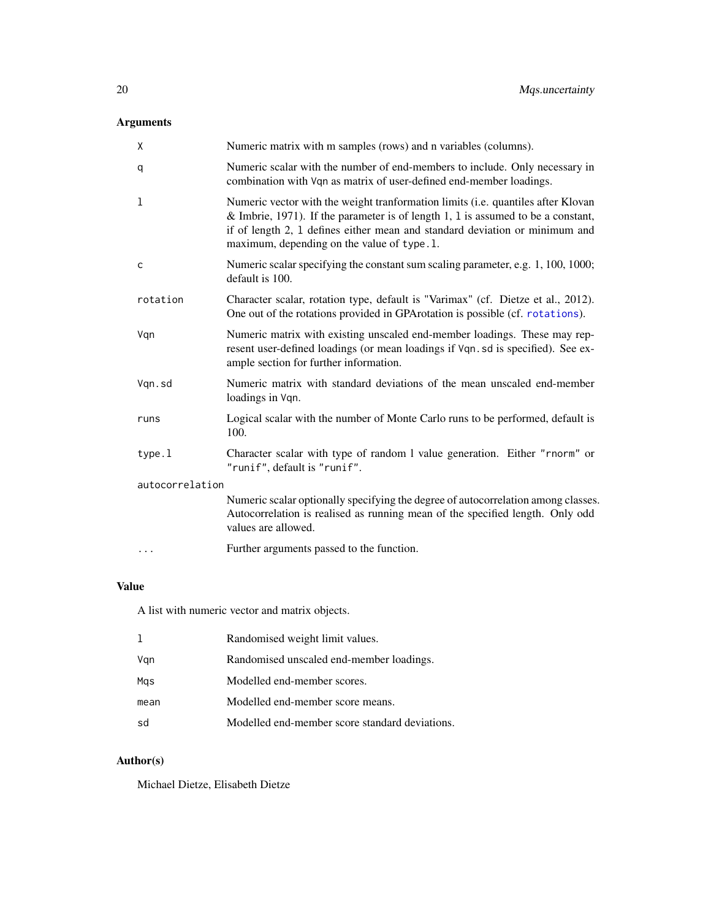## Arguments

| | |
|---|---|
| `X` | Numeric matrix with m samples (rows) and n variables (columns). |
| `q` | Numeric scalar with the number of end-members to include. Only necessary in combination with `Vqn` as matrix of user-defined end-member loadings. |
| `l` | Numeric vector with the weight tranformation limits (i.e. quantiles after Klovan & Imbrie, 1971). If the parameter is of length 1, `l` is assumed to be a constant, if of length 2, `l` defines either mean and standard deviation or minimum and maximum, depending on the value of `type.l`. |
| `c` | Numeric scalar specifying the constant sum scaling parameter, e.g. 1, 100, 1000; default is 100. |
| `rotation` | Character scalar, rotation type, default is "Varimax" (cf. Dietze et al., 2012). One out of the rotations provided in GPArotation is possible (cf. `rotations`). |
| `Vqn` | Numeric matrix with existing unscaled end-member loadings. These may represent user-defined loadings (or mean loadings if `Vqn.sd` is specified). See example section for further information. |
| `Vqn.sd` | Numeric matrix with standard deviations of the mean unscaled end-member loadings in `Vqn`. |
| `runs` | Logical scalar with the number of Monte Carlo runs to be performed, default is 100. |
| `type.l` | Character scalar with type of random l value generation. Either `"rnorm"` or `"runif"`, default is `"runif"`. |
| `autocorrelation` | Numeric scalar optionally specifying the degree of autocorrelation among classes. Autocorrelation is realised as running mean of the specified length. Only odd values are allowed. |
| `...` | Further arguments passed to the function. |

## Value

A list with numeric vector and matrix objects.

| | |
|---|---|
| `l` | Randomised weight limit values. |
| `Vqn` | Randomised unscaled end-member loadings. |
| `Mqs` | Modelled end-member scores. |
| `mean` | Modelled end-member score means. |
| `sd` | Modelled end-member score standard deviations. |

## Author(s)

Michael Dietze, Elisabeth Dietze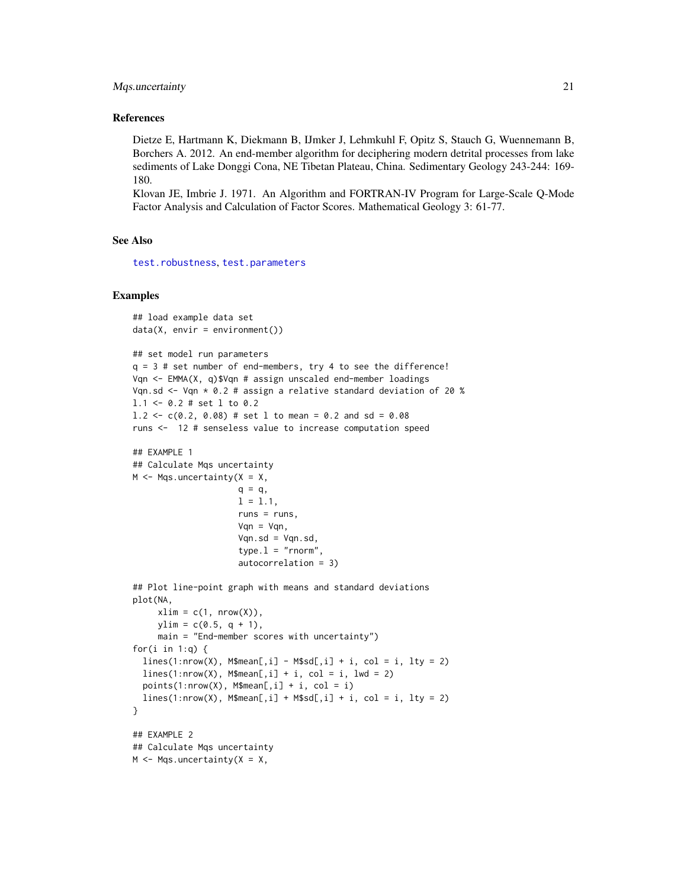### References

Dietze E, Hartmann K, Diekmann B, IJmker J, Lehmkuhl F, Opitz S, Stauch G, Wuennemann B, Borchers A. 2012. An end-member algorithm for deciphering modern detrital processes from lake sediments of Lake Donggi Cona, NE Tibetan Plateau, China. Sedimentary Geology 243-244: 169-180.

Klovan JE, Imbrie J. 1971. An Algorithm and FORTRAN-IV Program for Large-Scale Q-Mode Factor Analysis and Calculation of Factor Scores. Mathematical Geology 3: 61-77.

### See Also

test.robustness, test.parameters

### Examples

```
## load example data set
data(X, envir = environment())

## set model run parameters
q = 3 # set number of end-members, try 4 to see the difference!
Vqn <- EMMA(X, q)$Vqn # assign unscaled end-member loadings
Vqn.sd <- Vqn * 0.2 # assign a relative standard deviation of 20 %
l.1 <- 0.2 # set l to 0.2
l.2 <- c(0.2, 0.08) # set l to mean = 0.2 and sd = 0.08
runs <-  12 # senseless value to increase computation speed

## EXAMPLE 1
## Calculate Mqs uncertainty
M <- Mqs.uncertainty(X = X,
                     q = q,
                     l = l.1,
                     runs = runs,
                     Vqn = Vqn,
                     Vqn.sd = Vqn.sd,
                     type.l = "rnorm",
                     autocorrelation = 3)

## Plot line-point graph with means and standard deviations
plot(NA,
     xlim = c(1, nrow(X)),
     ylim = c(0.5, q + 1),
     main = "End-member scores with uncertainty")
for(i in 1:q) {
  lines(1:nrow(X), M$mean[,i] - M$sd[,i] + i, col = i, lty = 2)
  lines(1:nrow(X), M$mean[,i] + i, col = i, lwd = 2)
  points(1:nrow(X), M$mean[,i] + i, col = i)
  lines(1:nrow(X), M$mean[,i] + M$sd[,i] + i, col = i, lty = 2)
}

## EXAMPLE 2
## Calculate Mqs uncertainty
M <- Mqs.uncertainty(X = X,
```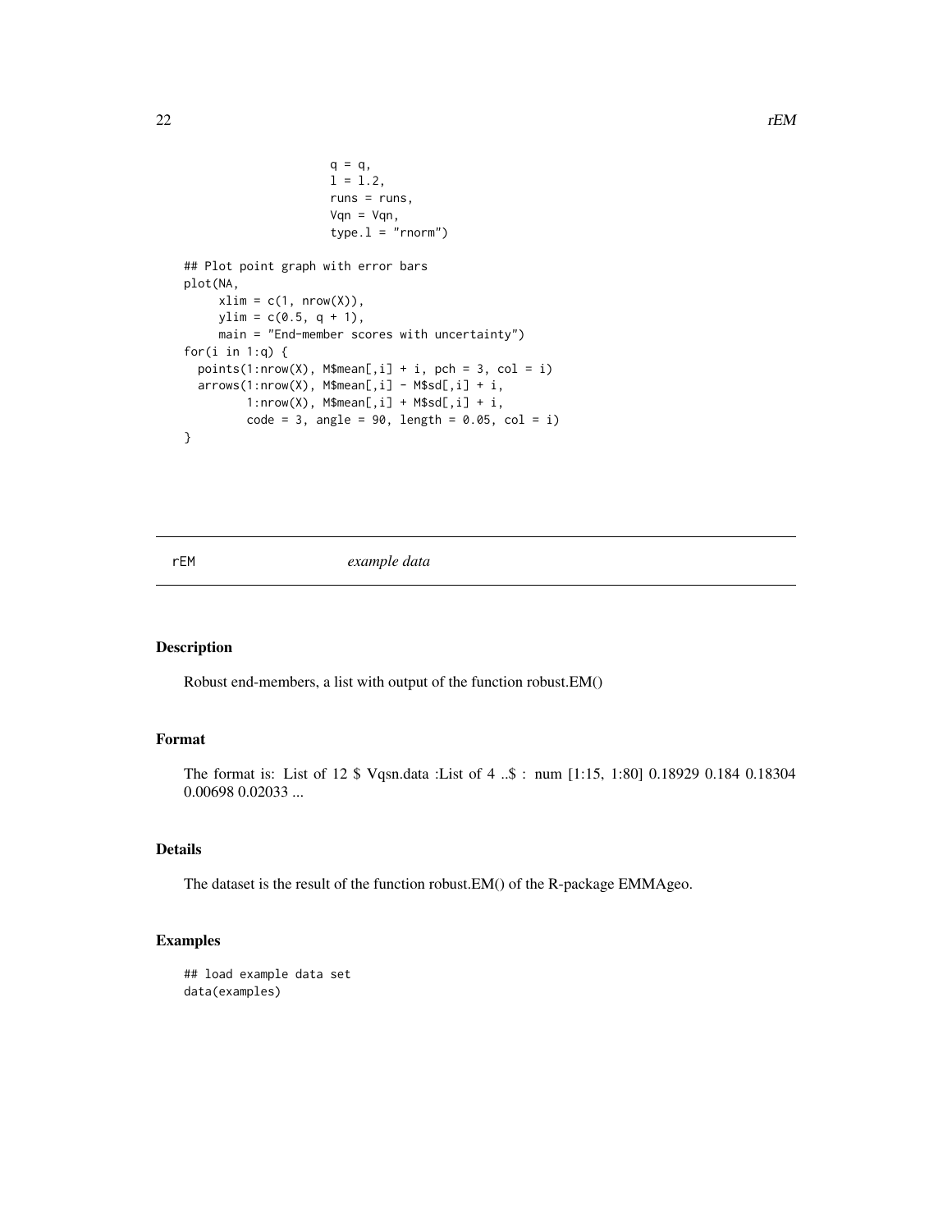```
                    q = q,
                    l = l.2,
                    runs = runs,
                    Vqn = Vqn,
                    type.l = "rnorm")

## Plot point graph with error bars
plot(NA,
     xlim = c(1, nrow(X)),
     ylim = c(0.5, q + 1),
     main = "End-member scores with uncertainty")
for(i in 1:q) {
  points(1:nrow(X), M$mean[,i] + i, pch = 3, col = i)
  arrows(1:nrow(X), M$mean[,i] - M$sd[,i] + i,
         1:nrow(X), M$mean[,i] + M$sd[,i] + i,
         code = 3, angle = 90, length = 0.05, col = i)
}
```

---

## rEM *example data*

---

### Description

Robust end-members, a list with output of the function robust.EM()

### Format

The format is: List of 12 $ Vqsn.data :List of 4 ..$ : num [1:15, 1:80] 0.18929 0.184 0.18304 0.00698 0.02033 ...

### Details

The dataset is the result of the function robust.EM() of the R-package EMMAgeo.

### Examples

```
## load example data set
data(examples)
```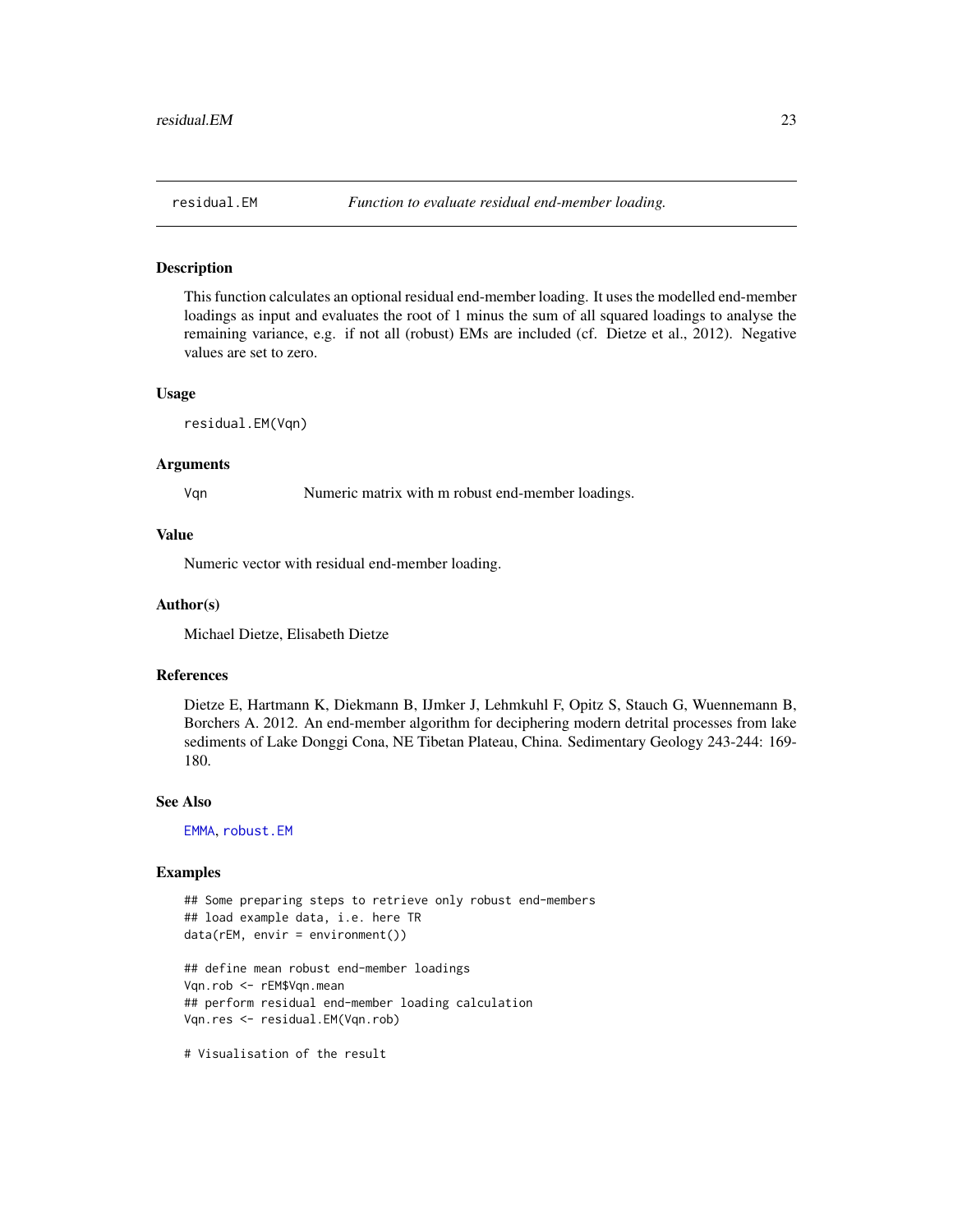## residual.EM — *Function to evaluate residual end-member loading.*

### Description

This function calculates an optional residual end-member loading. It uses the modelled end-member loadings as input and evaluates the root of 1 minus the sum of all squared loadings to analyse the remaining variance, e.g. if not all (robust) EMs are included (cf. Dietze et al., 2012). Negative values are set to zero.

### Usage

```
residual.EM(Vqn)
```

### Arguments

| | |
|---|---|
| Vqn | Numeric matrix with m robust end-member loadings. |

### Value

Numeric vector with residual end-member loading.

### Author(s)

Michael Dietze, Elisabeth Dietze

### References

Dietze E, Hartmann K, Diekmann B, IJmker J, Lehmkuhl F, Opitz S, Stauch G, Wuennemann B, Borchers A. 2012. An end-member algorithm for deciphering modern detrital processes from lake sediments of Lake Donggi Cona, NE Tibetan Plateau, China. Sedimentary Geology 243-244: 169-180.

### See Also

EMMA, robust.EM

### Examples

```
## Some preparing steps to retrieve only robust end-members
## load example data, i.e. here TR
data(rEM, envir = environment())

## define mean robust end-member loadings
Vqn.rob <- rEM$Vqn.mean
## perform residual end-member loading calculation
Vqn.res <- residual.EM(Vqn.rob)

# Visualisation of the result
```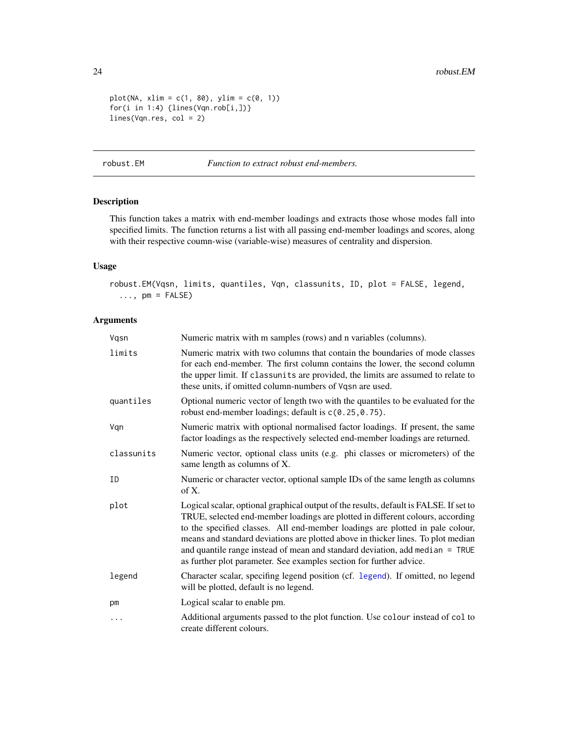```
plot(NA, xlim = c(1, 80), ylim = c(0, 1))
for(i in 1:4) {lines(Vqn.rob[i,])}
lines(Vqn.res, col = 2)
```

---

## robust.EM — *Function to extract robust end-members.*

### Description

This function takes a matrix with end-member loadings and extracts those whose modes fall into specified limits. The function returns a list with all passing end-member loadings and scores, along with their respective coumn-wise (variable-wise) measures of centrality and dispersion.

### Usage

```
robust.EM(Vqsn, limits, quantiles, Vqn, classunits, ID, plot = FALSE, legend,
  ..., pm = FALSE)
```

### Arguments

| | |
|---|---|
| `Vqsn` | Numeric matrix with m samples (rows) and n variables (columns). |
| `limits` | Numeric matrix with two columns that contain the boundaries of mode classes for each end-member. The first column contains the lower, the second column the upper limit. If `classunits` are provided, the limits are assumed to relate to these units, if omitted column-numbers of `Vqsn` are used. |
| `quantiles` | Optional numeric vector of length two with the quantiles to be evaluated for the robust end-member loadings; default is `c(0.25,0.75)`. |
| `Vqn` | Numeric matrix with optional normalised factor loadings. If present, the same factor loadings as the respectively selected end-member loadings are returned. |
| `classunits` | Numeric vector, optional class units (e.g. phi classes or micrometers) of the same length as columns of X. |
| `ID` | Numeric or character vector, optional sample IDs of the same length as columns of X. |
| `plot` | Logical scalar, optional graphical output of the results, default is FALSE. If set to TRUE, selected end-member loadings are plotted in different colours, according to the specified classes. All end-member loadings are plotted in pale colour, means and standard deviations are plotted above in thicker lines. To plot median and quantile range instead of mean and standard deviation, add `median = TRUE` as further plot parameter. See examples section for further advice. |
| `legend` | Character scalar, specifing legend position (cf. `legend`). If omitted, no legend will be plotted, default is no legend. |
| `pm` | Logical scalar to enable pm. |
| `...` | Additional arguments passed to the plot function. Use `colour` instead of `col` to create different colours. |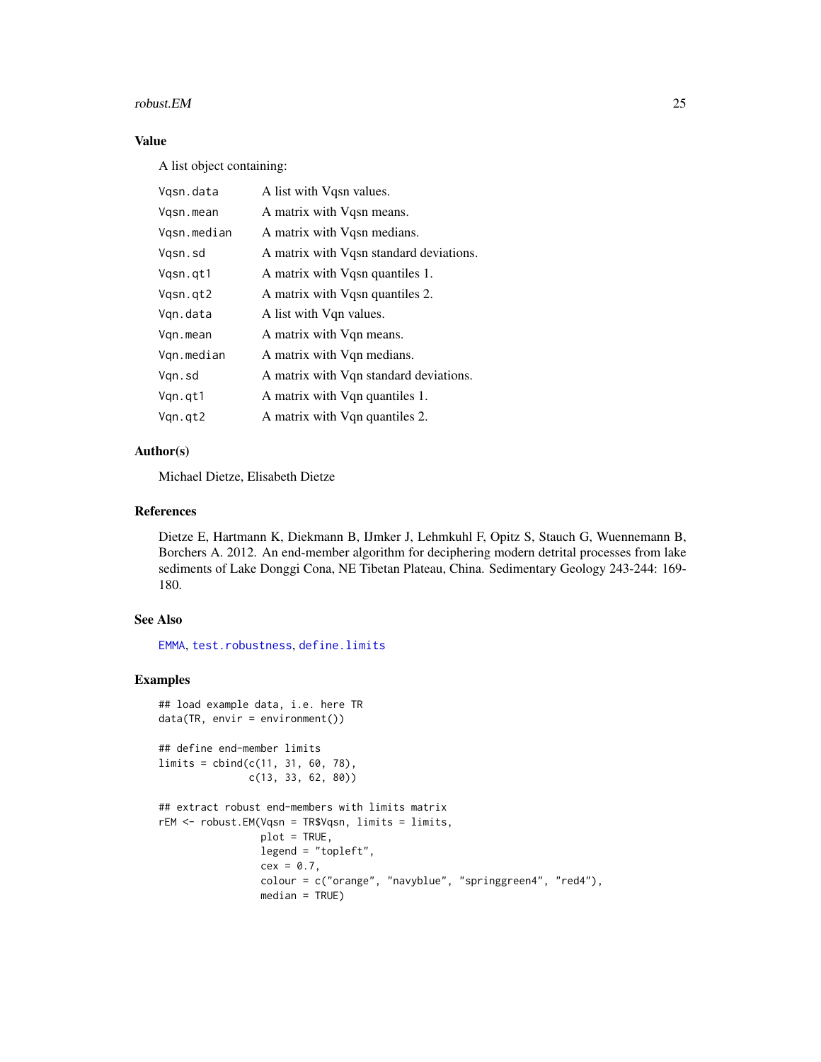## Value

A list object containing:

| | |
|---|---|
| `Vqsn.data` | A list with Vqsn values. |
| `Vqsn.mean` | A matrix with Vqsn means. |
| `Vqsn.median` | A matrix with Vqsn medians. |
| `Vqsn.sd` | A matrix with Vqsn standard deviations. |
| `Vqsn.qt1` | A matrix with Vqsn quantiles 1. |
| `Vqsn.qt2` | A matrix with Vqsn quantiles 2. |
| `Vqn.data` | A list with Vqn values. |
| `Vqn.mean` | A matrix with Vqn means. |
| `Vqn.median` | A matrix with Vqn medians. |
| `Vqn.sd` | A matrix with Vqn standard deviations. |
| `Vqn.qt1` | A matrix with Vqn quantiles 1. |
| `Vqn.qt2` | A matrix with Vqn quantiles 2. |

## Author(s)

Michael Dietze, Elisabeth Dietze

## References

Dietze E, Hartmann K, Diekmann B, IJmker J, Lehmkuhl F, Opitz S, Stauch G, Wuennemann B, Borchers A. 2012. An end-member algorithm for deciphering modern detrital processes from lake sediments of Lake Donggi Cona, NE Tibetan Plateau, China. Sedimentary Geology 243-244: 169-180.

## See Also

EMMA, test.robustness, define.limits

## Examples

```
## load example data, i.e. here TR
data(TR, envir = environment())

## define end-member limits
limits = cbind(c(11, 31, 60, 78),
               c(13, 33, 62, 80))

## extract robust end-members with limits matrix
rEM <- robust.EM(Vqsn = TR$Vqsn, limits = limits,
                 plot = TRUE,
                 legend = "topleft",
                 cex = 0.7,
                 colour = c("orange", "navyblue", "springgreen4", "red4"),
                 median = TRUE)
```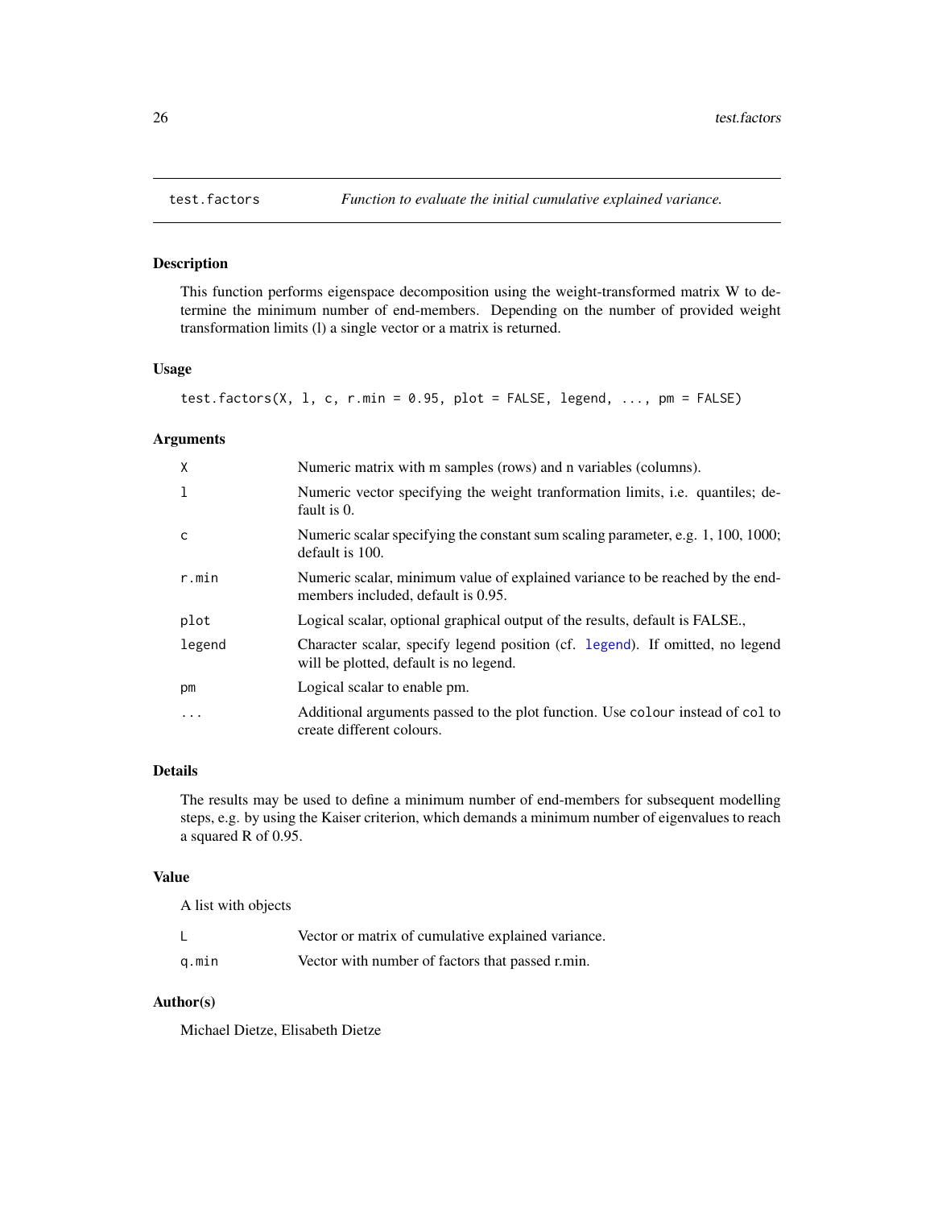# test.factors *Function to evaluate the initial cumulative explained variance.*

## Description

This function performs eigenspace decomposition using the weight-transformed matrix W to determine the minimum number of end-members. Depending on the number of provided weight transformation limits (l) a single vector or a matrix is returned.

## Usage

```
test.factors(X, l, c, r.min = 0.95, plot = FALSE, legend, ..., pm = FALSE)
```

## Arguments

| | |
|---|---|
| X | Numeric matrix with m samples (rows) and n variables (columns). |
| l | Numeric vector specifying the weight tranformation limits, i.e. quantiles; default is 0. |
| c | Numeric scalar specifying the constant sum scaling parameter, e.g. 1, 100, 1000; default is 100. |
| r.min | Numeric scalar, minimum value of explained variance to be reached by the end-members included, default is 0.95. |
| plot | Logical scalar, optional graphical output of the results, default is FALSE., |
| legend | Character scalar, specify legend position (cf. legend). If omitted, no legend will be plotted, default is no legend. |
| pm | Logical scalar to enable pm. |
| ... | Additional arguments passed to the plot function. Use `colour` instead of `col` to create different colours. |

## Details

The results may be used to define a minimum number of end-members for subsequent modelling steps, e.g. by using the Kaiser criterion, which demands a minimum number of eigenvalues to reach a squared R of 0.95.

## Value

A list with objects

| | |
|---|---|
| L | Vector or matrix of cumulative explained variance. |
| q.min | Vector with number of factors that passed r.min. |

## Author(s)

Michael Dietze, Elisabeth Dietze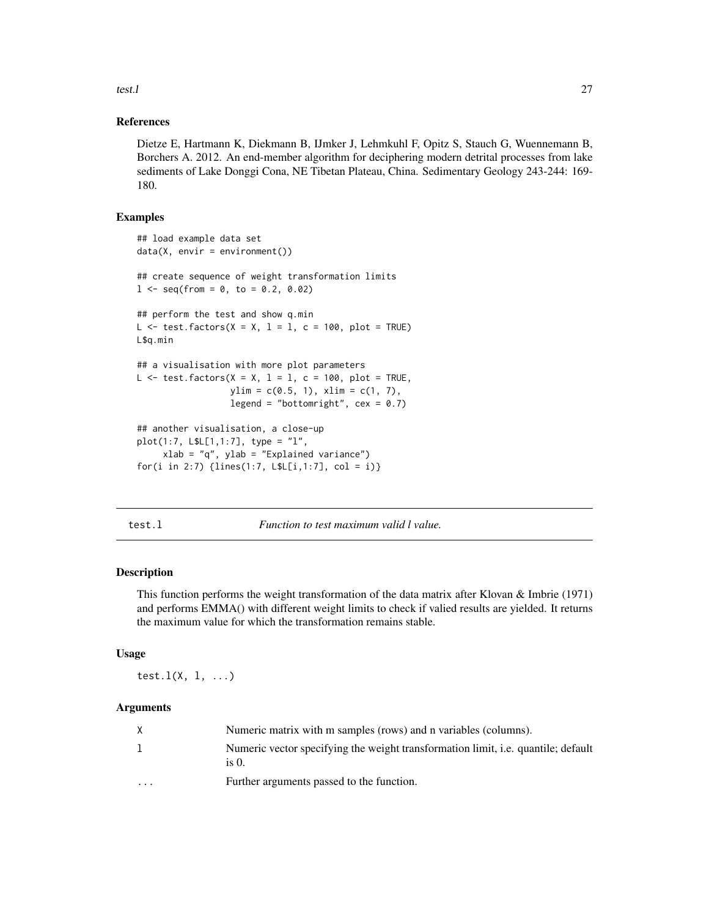### References

Dietze E, Hartmann K, Diekmann B, IJmker J, Lehmkuhl F, Opitz S, Stauch G, Wuennemann B, Borchers A. 2012. An end-member algorithm for deciphering modern detrital processes from lake sediments of Lake Donggi Cona, NE Tibetan Plateau, China. Sedimentary Geology 243-244: 169-180.

### Examples

```
## load example data set
data(X, envir = environment())

## create sequence of weight transformation limits
l <- seq(from = 0, to = 0.2, 0.02)

## perform the test and show q.min
L <- test.factors(X = X, l = l, c = 100, plot = TRUE)
L$q.min

## a visualisation with more plot parameters
L <- test.factors(X = X, l = l, c = 100, plot = TRUE,
                  ylim = c(0.5, 1), xlim = c(1, 7),
                  legend = "bottomright", cex = 0.7)

## another visualisation, a close-up
plot(1:7, L$L[1,1:7], type = "l",
     xlab = "q", ylab = "Explained variance")
for(i in 2:7) {lines(1:7, L$L[i,1:7], col = i)}
```

---

## test.l    *Function to test maximum valid l value.*

### Description

This function performs the weight transformation of the data matrix after Klovan & Imbrie (1971) and performs EMMA() with different weight limits to check if valied results are yielded. It returns the maximum value for which the transformation remains stable.

### Usage

```
test.l(X, l, ...)
```

### Arguments

| | |
|---|---|
| X | Numeric matrix with m samples (rows) and n variables (columns). |
| l | Numeric vector specifying the weight transformation limit, i.e. quantile; default is 0. |
| ... | Further arguments passed to the function. |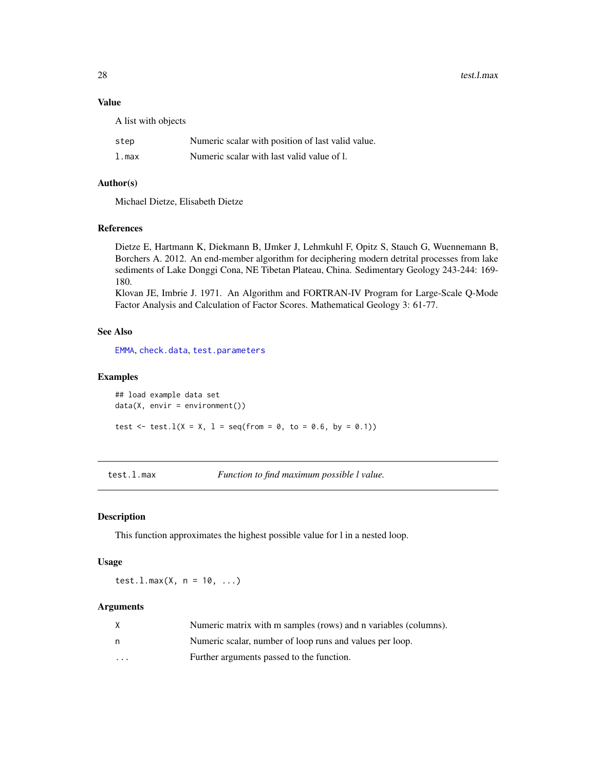### Value

A list with objects

| | |
|---|---|
| step | Numeric scalar with position of last valid value. |
| l.max | Numeric scalar with last valid value of l. |

### Author(s)

Michael Dietze, Elisabeth Dietze

### References

Dietze E, Hartmann K, Diekmann B, IJmker J, Lehmkuhl F, Opitz S, Stauch G, Wuennemann B, Borchers A. 2012. An end-member algorithm for deciphering modern detrital processes from lake sediments of Lake Donggi Cona, NE Tibetan Plateau, China. Sedimentary Geology 243-244: 169-180.
Klovan JE, Imbrie J. 1971. An Algorithm and FORTRAN-IV Program for Large-Scale Q-Mode Factor Analysis and Calculation of Factor Scores. Mathematical Geology 3: 61-77.

### See Also

EMMA, check.data, test.parameters

### Examples

```
## load example data set
data(X, envir = environment())

test <- test.l(X = X, l = seq(from = 0, to = 0.6, by = 0.1))
```

---

## test.l.max — *Function to find maximum possible l value.*

### Description

This function approximates the highest possible value for l in a nested loop.

### Usage

```
test.l.max(X, n = 10, ...)
```

### Arguments

| | |
|---|---|
| X | Numeric matrix with m samples (rows) and n variables (columns). |
| n | Numeric scalar, number of loop runs and values per loop. |
| ... | Further arguments passed to the function. |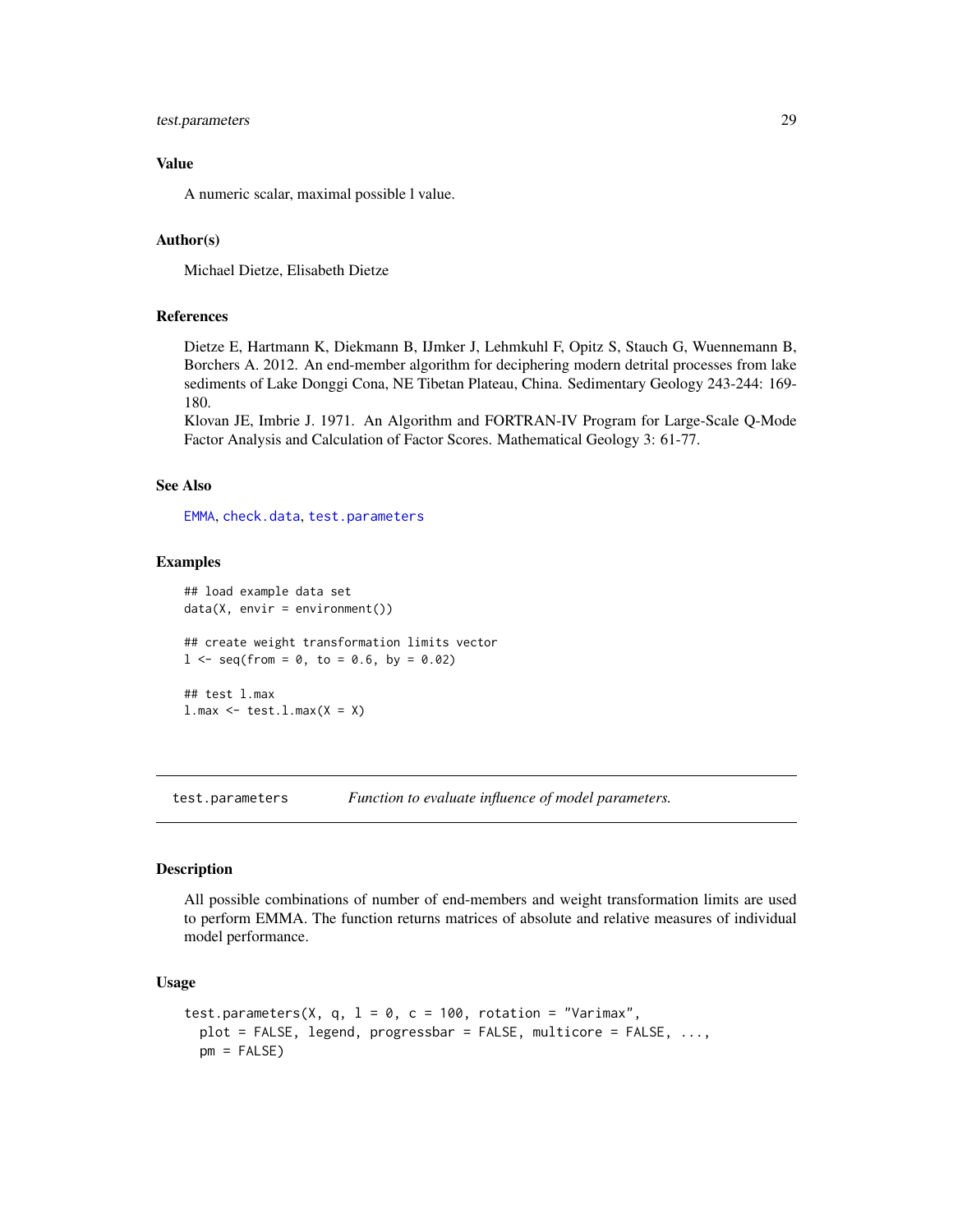### Value

A numeric scalar, maximal possible l value.

### Author(s)

Michael Dietze, Elisabeth Dietze

### References

Dietze E, Hartmann K, Diekmann B, IJmker J, Lehmkuhl F, Opitz S, Stauch G, Wuennemann B, Borchers A. 2012. An end-member algorithm for deciphering modern detrital processes from lake sediments of Lake Donggi Cona, NE Tibetan Plateau, China. Sedimentary Geology 243-244: 169-180.
Klovan JE, Imbrie J. 1971. An Algorithm and FORTRAN-IV Program for Large-Scale Q-Mode Factor Analysis and Calculation of Factor Scores. Mathematical Geology 3: 61-77.

### See Also

EMMA, check.data, test.parameters

### Examples

```
## load example data set
data(X, envir = environment())

## create weight transformation limits vector
l <- seq(from = 0, to = 0.6, by = 0.02)

## test l.max
l.max <- test.l.max(X = X)
```

---

## test.parameters — *Function to evaluate influence of model parameters.*

### Description

All possible combinations of number of end-members and weight transformation limits are used to perform EMMA. The function returns matrices of absolute and relative measures of individual model performance.

### Usage

```
test.parameters(X, q, l = 0, c = 100, rotation = "Varimax",
  plot = FALSE, legend, progressbar = FALSE, multicore = FALSE, ...,
  pm = FALSE)
```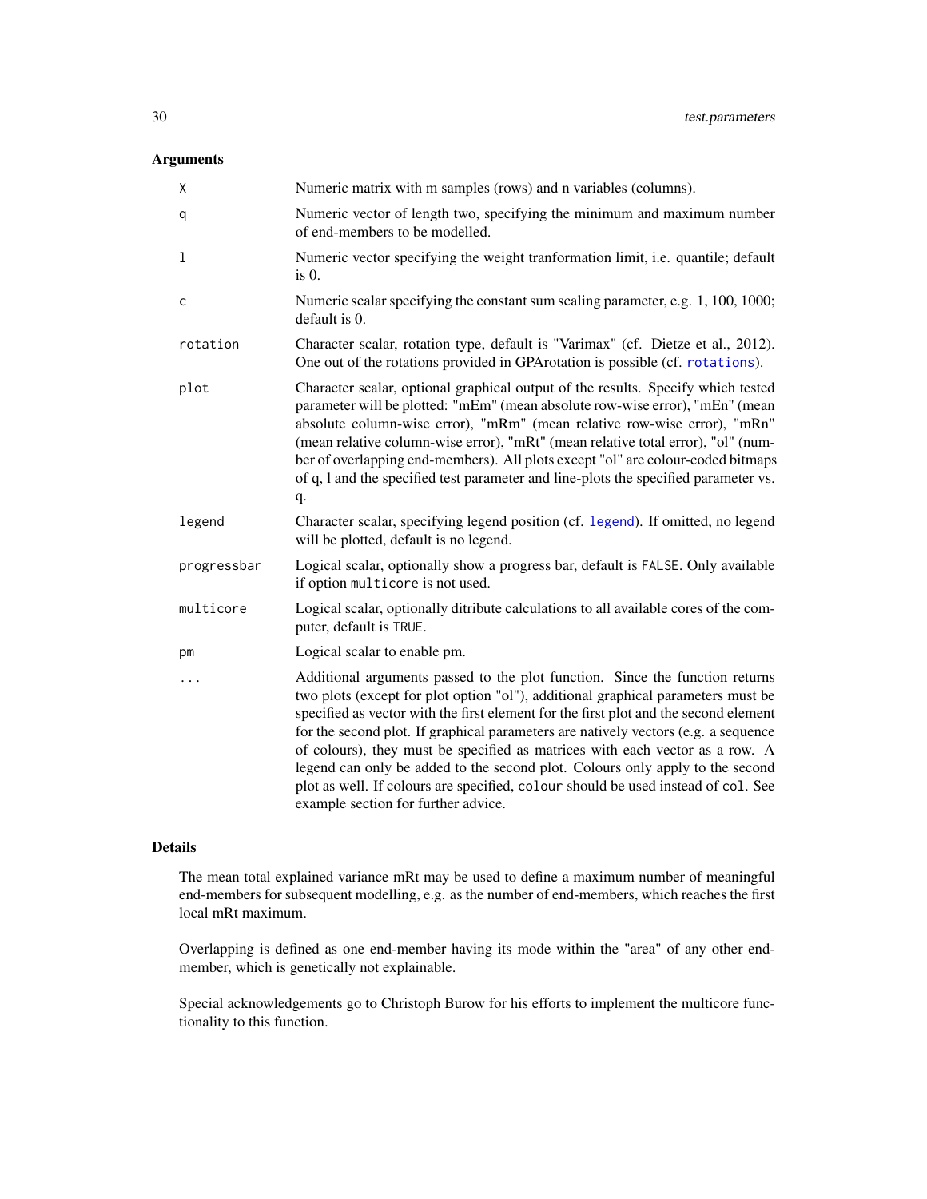## Arguments

| | |
|---|---|
| `X` | Numeric matrix with m samples (rows) and n variables (columns). |
| `q` | Numeric vector of length two, specifying the minimum and maximum number of end-members to be modelled. |
| `l` | Numeric vector specifying the weight tranformation limit, i.e. quantile; default is 0. |
| `c` | Numeric scalar specifying the constant sum scaling parameter, e.g. 1, 100, 1000; default is 0. |
| `rotation` | Character scalar, rotation type, default is "Varimax" (cf. Dietze et al., 2012). One out of the rotations provided in GPArotation is possible (cf. `rotations`). |
| `plot` | Character scalar, optional graphical output of the results. Specify which tested parameter will be plotted: "mEm" (mean absolute row-wise error), "mEn" (mean absolute column-wise error), "mRm" (mean relative row-wise error), "mRn" (mean relative column-wise error), "mRt" (mean relative total error), "ol" (number of overlapping end-members). All plots except "ol" are colour-coded bitmaps of q, l and the specified test parameter and line-plots the specified parameter vs. q. |
| `legend` | Character scalar, specifying legend position (cf. `legend`). If omitted, no legend will be plotted, default is no legend. |
| `progressbar` | Logical scalar, optionally show a progress bar, default is `FALSE`. Only available if option `multicore` is not used. |
| `multicore` | Logical scalar, optionally ditribute calculations to all available cores of the computer, default is `TRUE`. |
| `pm` | Logical scalar to enable pm. |
| `...` | Additional arguments passed to the plot function. Since the function returns two plots (except for plot option "ol"), additional graphical parameters must be specified as vector with the first element for the first plot and the second element for the second plot. If graphical parameters are natively vectors (e.g. a sequence of colours), they must be specified as matrices with each vector as a row. A legend can only be added to the second plot. Colours only apply to the second plot as well. If colours are specified, `colour` should be used instead of `col`. See example section for further advice. |

## Details

The mean total explained variance mRt may be used to define a maximum number of meaningful end-members for subsequent modelling, e.g. as the number of end-members, which reaches the first local mRt maximum.

Overlapping is defined as one end-member having its mode within the "area" of any other end-member, which is genetically not explainable.

Special acknowledgements go to Christoph Burow for his efforts to implement the multicore functionality to this function.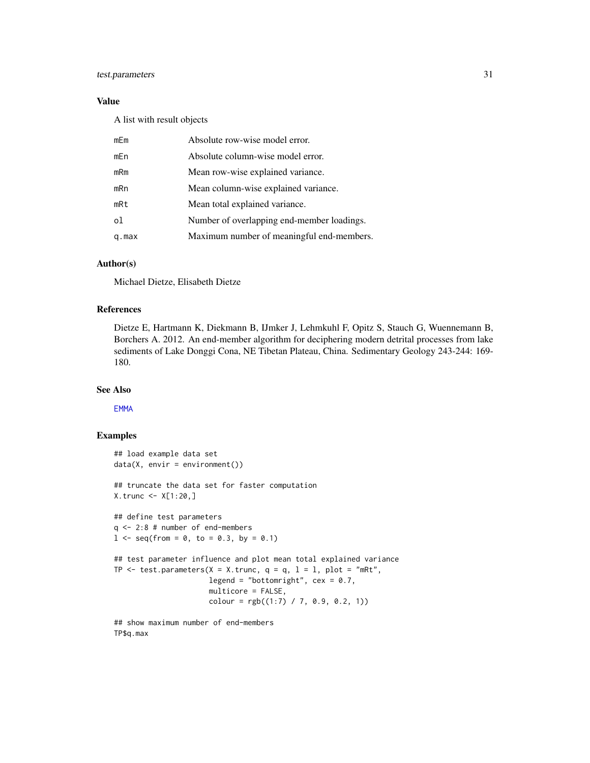## Value

A list with result objects

| | |
|---|---|
| mEm | Absolute row-wise model error. |
| mEn | Absolute column-wise model error. |
| mRm | Mean row-wise explained variance. |
| mRn | Mean column-wise explained variance. |
| mRt | Mean total explained variance. |
| ol | Number of overlapping end-member loadings. |
| q.max | Maximum number of meaningful end-members. |

## Author(s)

Michael Dietze, Elisabeth Dietze

## References

Dietze E, Hartmann K, Diekmann B, IJmker J, Lehmkuhl F, Opitz S, Stauch G, Wuennemann B, Borchers A. 2012. An end-member algorithm for deciphering modern detrital processes from lake sediments of Lake Donggi Cona, NE Tibetan Plateau, China. Sedimentary Geology 243-244: 169-180.

## See Also

EMMA

## Examples

```
## load example data set
data(X, envir = environment())

## truncate the data set for faster computation
X.trunc <- X[1:20,]

## define test parameters
q <- 2:8 # number of end-members
l <- seq(from = 0, to = 0.3, by = 0.1)

## test parameter influence and plot mean total explained variance
TP <- test.parameters(X = X.trunc, q = q, l = l, plot = "mRt",
                      legend = "bottomright", cex = 0.7,
                      multicore = FALSE,
                      colour = rgb((1:7) / 7, 0.9, 0.2, 1))

## show maximum number of end-members
TP$q.max
```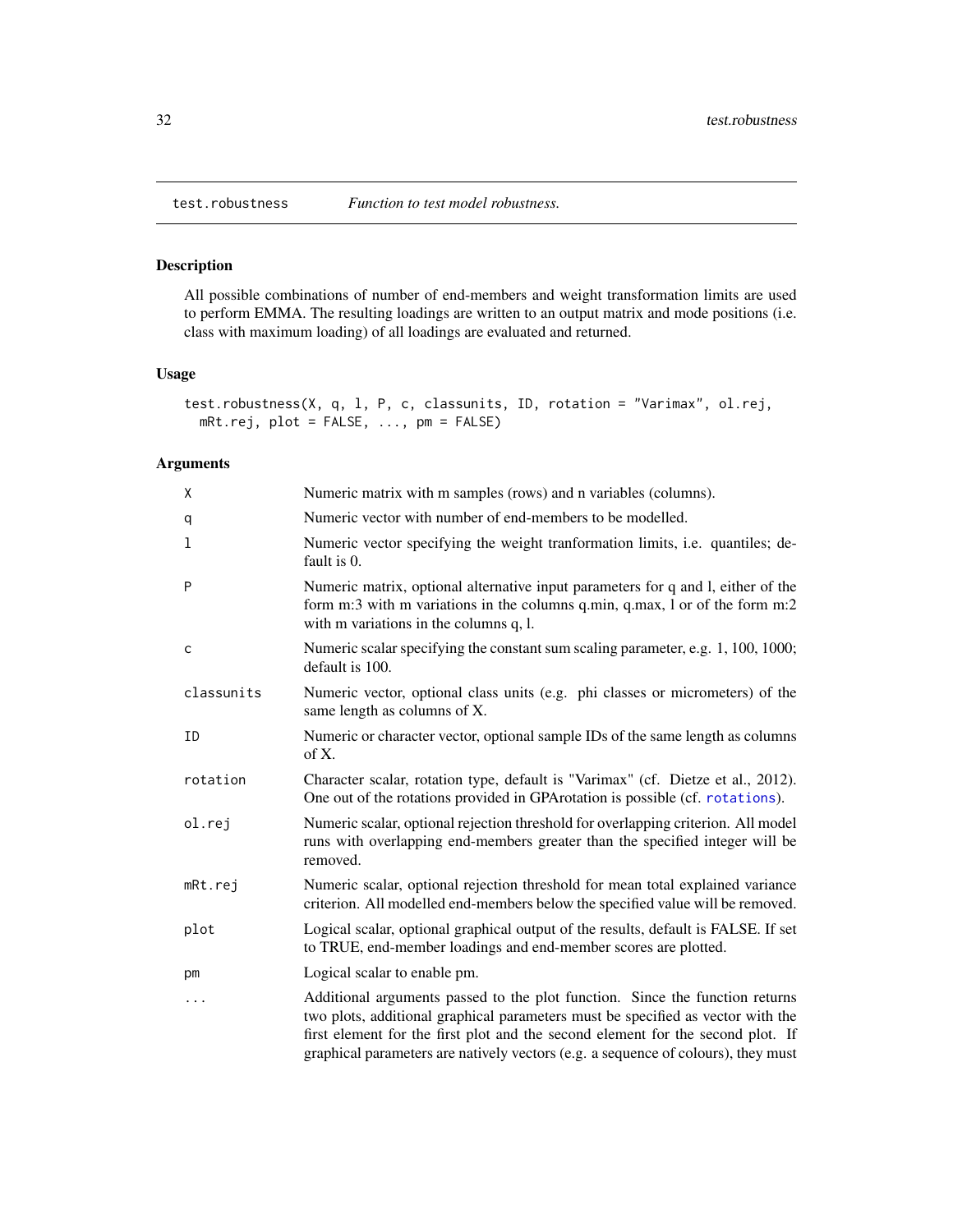## test.robustness — *Function to test model robustness.*

### Description

All possible combinations of number of end-members and weight transformation limits are used to perform EMMA. The resulting loadings are written to an output matrix and mode positions (i.e. class with maximum loading) of all loadings are evaluated and returned.

### Usage

```
test.robustness(X, q, l, P, c, classunits, ID, rotation = "Varimax", ol.rej,
  mRt.rej, plot = FALSE, ..., pm = FALSE)
```

### Arguments

| Argument | Description |
|---|---|
| `X` | Numeric matrix with m samples (rows) and n variables (columns). |
| `q` | Numeric vector with number of end-members to be modelled. |
| `l` | Numeric vector specifying the weight tranformation limits, i.e. quantiles; default is 0. |
| `P` | Numeric matrix, optional alternative input parameters for q and l, either of the form m:3 with m variations in the columns q.min, q.max, l or of the form m:2 with m variations in the columns q, l. |
| `c` | Numeric scalar specifying the constant sum scaling parameter, e.g. 1, 100, 1000; default is 100. |
| `classunits` | Numeric vector, optional class units (e.g. phi classes or micrometers) of the same length as columns of X. |
| `ID` | Numeric or character vector, optional sample IDs of the same length as columns of X. |
| `rotation` | Character scalar, rotation type, default is "Varimax" (cf. Dietze et al., 2012). One out of the rotations provided in GPArotation is possible (cf. `rotations`). |
| `ol.rej` | Numeric scalar, optional rejection threshold for overlapping criterion. All model runs with overlapping end-members greater than the specified integer will be removed. |
| `mRt.rej` | Numeric scalar, optional rejection threshold for mean total explained variance criterion. All modelled end-members below the specified value will be removed. |
| `plot` | Logical scalar, optional graphical output of the results, default is FALSE. If set to TRUE, end-member loadings and end-member scores are plotted. |
| `pm` | Logical scalar to enable pm. |
| `...` | Additional arguments passed to the plot function. Since the function returns two plots, additional graphical parameters must be specified as vector with the first element for the first plot and the second element for the second plot. If graphical parameters are natively vectors (e.g. a sequence of colours), they must |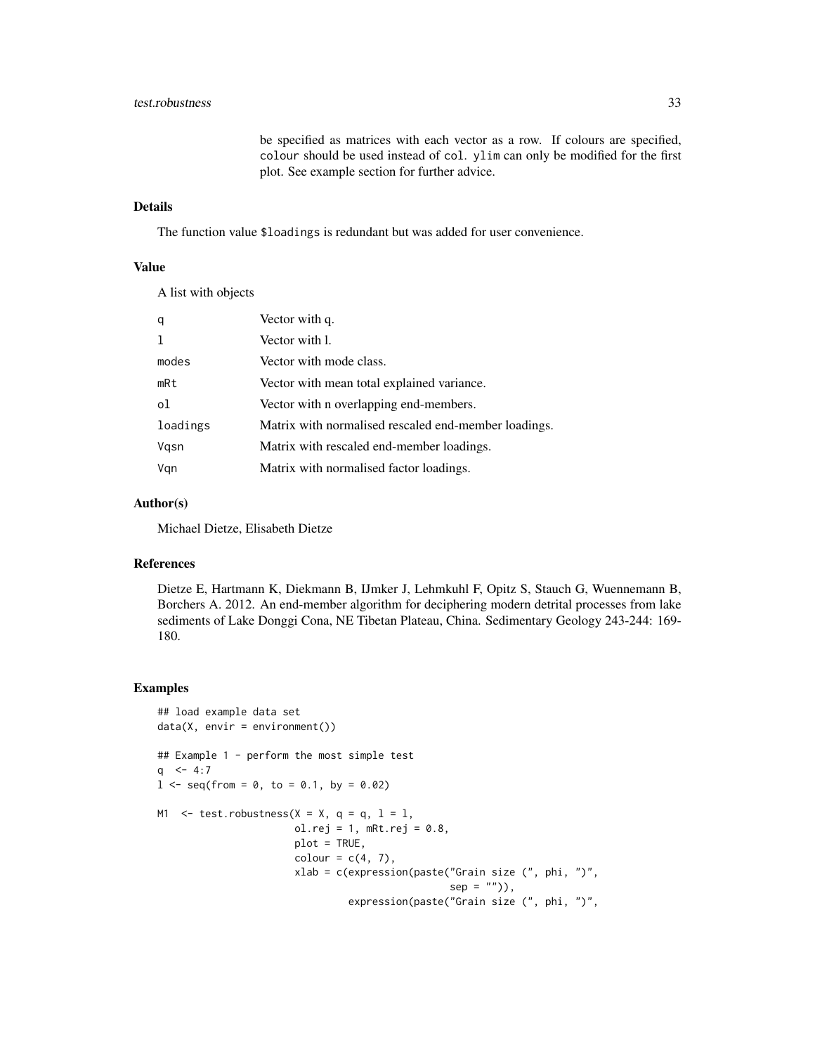be specified as matrices with each vector as a row. If colours are specified, `colour` should be used instead of `col`. `ylim` can only be modified for the first plot. See example section for further advice.

## Details

The function value `$loadings` is redundant but was added for user convenience.

## Value

A list with objects

| | |
|---|---|
| `q` | Vector with q. |
| `l` | Vector with l. |
| `modes` | Vector with mode class. |
| `mRt` | Vector with mean total explained variance. |
| `ol` | Vector with n overlapping end-members. |
| `loadings` | Matrix with normalised rescaled end-member loadings. |
| `Vqsn` | Matrix with rescaled end-member loadings. |
| `Vqn` | Matrix with normalised factor loadings. |

## Author(s)

Michael Dietze, Elisabeth Dietze

## References

Dietze E, Hartmann K, Diekmann B, IJmker J, Lehmkuhl F, Opitz S, Stauch G, Wuennemann B, Borchers A. 2012. An end-member algorithm for deciphering modern detrital processes from lake sediments of Lake Donggi Cona, NE Tibetan Plateau, China. Sedimentary Geology 243-244: 169-180.

## Examples

```
## load example data set
data(X, envir = environment())

## Example 1 - perform the most simple test
q  <- 4:7
l <- seq(from = 0, to = 0.1, by = 0.02)

M1  <- test.robustness(X = X, q = q, l = l,
                       ol.rej = 1, mRt.rej = 0.8,
                       plot = TRUE,
                       colour = c(4, 7),
                       xlab = c(expression(paste("Grain size (", phi, ")",
                                                 sep = "")),
                                expression(paste("Grain size (", phi, ")",
```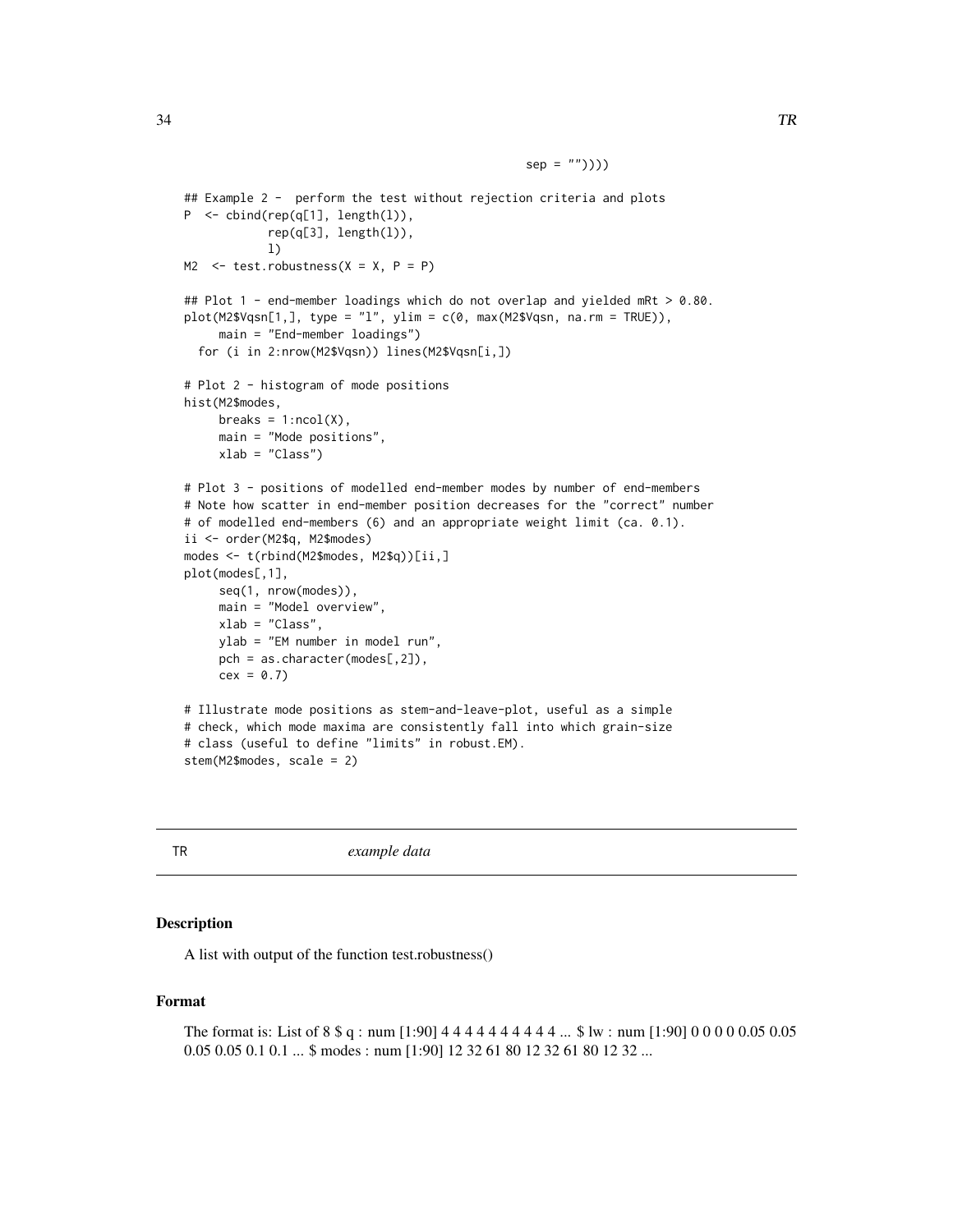```
                                            sep = ""))))

## Example 2 -  perform the test without rejection criteria and plots
P  <- cbind(rep(q[1], length(l)),
            rep(q[3], length(l)),
            l)
M2  <- test.robustness(X = X, P = P)

## Plot 1 - end-member loadings which do not overlap and yielded mRt > 0.80.
plot(M2$Vqsn[1,], type = "l", ylim = c(0, max(M2$Vqsn, na.rm = TRUE)),
     main = "End-member loadings")
  for (i in 2:nrow(M2$Vqsn)) lines(M2$Vqsn[i,])

# Plot 2 - histogram of mode positions
hist(M2$modes,
     breaks = 1:ncol(X),
     main = "Mode positions",
     xlab = "Class")

# Plot 3 - positions of modelled end-member modes by number of end-members
# Note how scatter in end-member position decreases for the "correct" number
# of modelled end-members (6) and an appropriate weight limit (ca. 0.1).
ii <- order(M2$q, M2$modes)
modes <- t(rbind(M2$modes, M2$q))[ii,]
plot(modes[,1],
     seq(1, nrow(modes)),
     main = "Model overview",
     xlab = "Class",
     ylab = "EM number in model run",
     pch = as.character(modes[,2]),
     cex = 0.7)

# Illustrate mode positions as stem-and-leave-plot, useful as a simple
# check, which mode maxima are consistently fall into which grain-size
# class (useful to define "limits" in robust.EM).
stem(M2$modes, scale = 2)
```

## TR *example data*

### Description

A list with output of the function test.robustness()

### Format

The format is: List of 8 $ q : num [1:90] 4 4 4 4 4 4 4 4 4 4 ... $ lw : num [1:90] 0 0 0 0 0.05 0.05 0.05 0.05 0.1 0.1 ... $ modes : num [1:90] 12 32 61 80 12 32 61 80 12 32 ...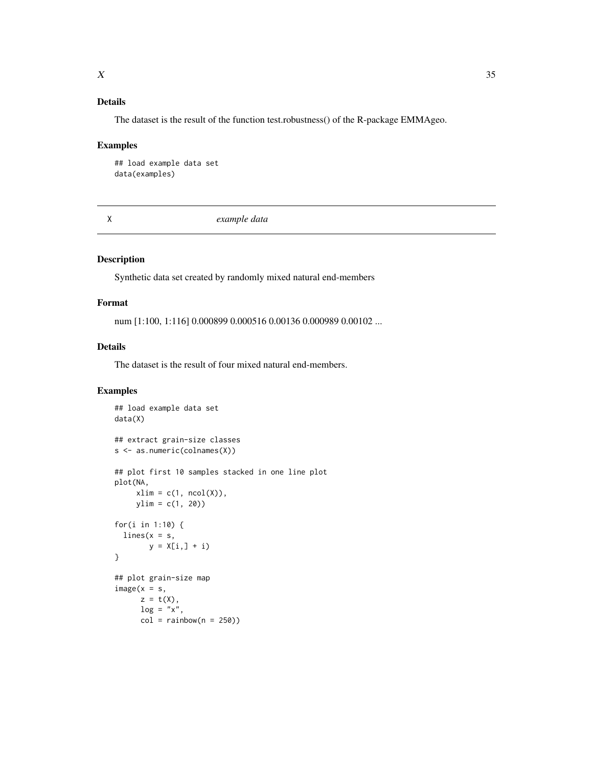### Details

The dataset is the result of the function test.robustness() of the R-package EMMAgeo.

### Examples

```
## load example data set
data(examples)
```

---

## X &nbsp;&nbsp;&nbsp;&nbsp;&nbsp;&nbsp;&nbsp; *example data*

---

### Description

Synthetic data set created by randomly mixed natural end-members

### Format

num [1:100, 1:116] 0.000899 0.000516 0.00136 0.000989 0.00102 ...

### Details

The dataset is the result of four mixed natural end-members.

### Examples

```
## load example data set
data(X)

## extract grain-size classes
s <- as.numeric(colnames(X))

## plot first 10 samples stacked in one line plot
plot(NA,
     xlim = c(1, ncol(X)),
     ylim = c(1, 20))

for(i in 1:10) {
  lines(x = s,
        y = X[i,] + i)
}

## plot grain-size map
image(x = s,
      z = t(X),
      log = "x",
      col = rainbow(n = 250))
```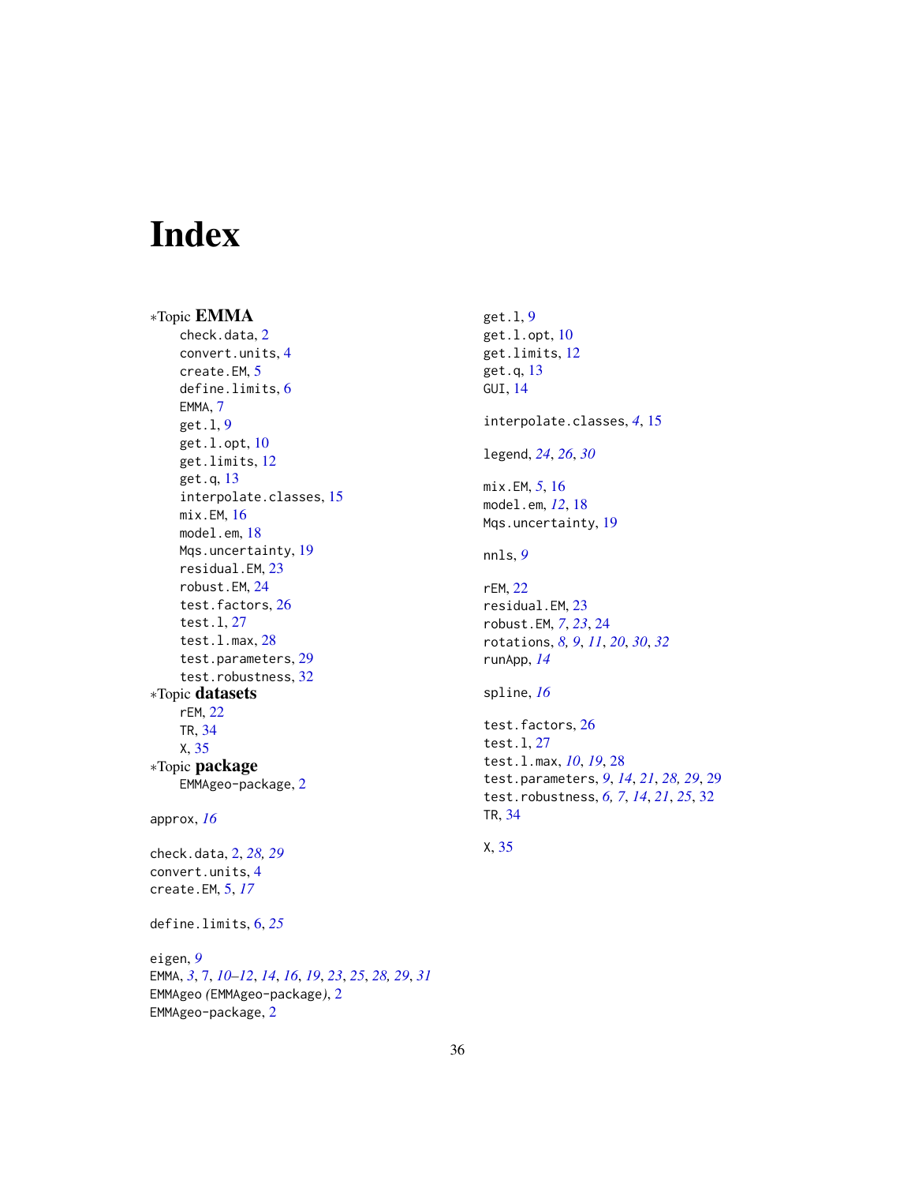# Index

∗Topic **EMMA**
- check.data, 2
- convert.units, 4
- create.EM, 5
- define.limits, 6
- EMMA, 7
- get.l, 9
- get.l.opt, 10
- get.limits, 12
- get.q, 13
- interpolate.classes, 15
- mix.EM, 16
- model.em, 18
- Mqs.uncertainty, 19
- residual.EM, 23
- robust.EM, 24
- test.factors, 26
- test.l, 27
- test.l.max, 28
- test.parameters, 29
- test.robustness, 32

∗Topic **datasets**
- rEM, 22
- TR, 34
- X, 35

∗Topic **package**
- EMMAgeo-package, 2

approx, *16*

check.data, 2, *28, 29*
convert.units, 4
create.EM, 5, *17*

define.limits, 6, *25*

eigen, *9*
EMMA, *3*, 7, *10–12*, *14*, *16*, *19*, *23*, *25*, *28, 29*, *31*
EMMAgeo *(*EMMAgeo-package*)*, 2
EMMAgeo-package, 2

get.l, 9
get.l.opt, 10
get.limits, 12
get.q, 13
GUI, 14

interpolate.classes, *4*, 15

legend, *24*, *26*, *30*

mix.EM, *5*, 16
model.em, *12*, 18
Mqs.uncertainty, 19

nnls, *9*

rEM, 22
residual.EM, 23
robust.EM, *7*, *23*, 24
rotations, *8, 9*, *11*, *20*, *30*, *32*
runApp, *14*

spline, *16*

test.factors, 26
test.l, 27
test.l.max, *10*, *19*, 28
test.parameters, *9*, *14*, *21*, *28, 29*, 29
test.robustness, *6, 7*, *14*, *21*, *25*, 32
TR, 34

X, 35